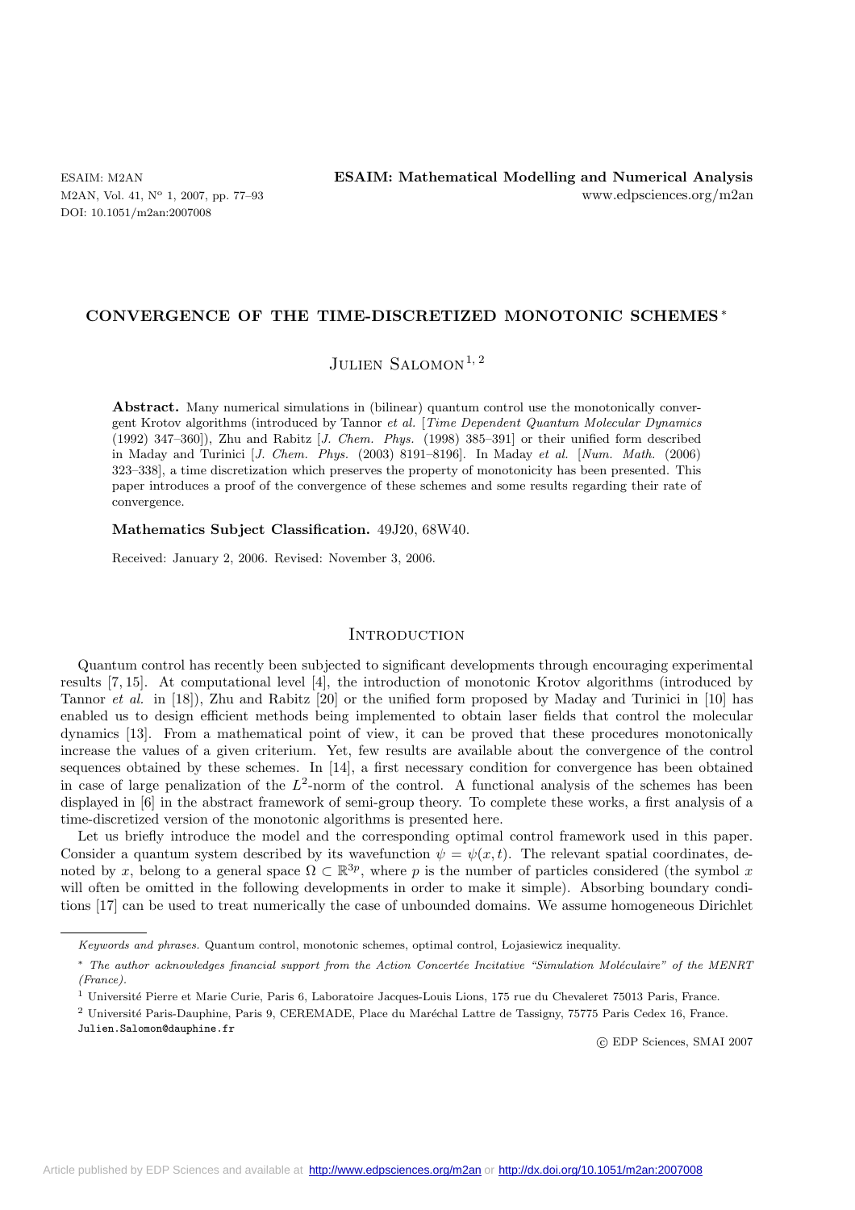# CONVERGENCE OF THE TIME-DISCRETIZED MONOTONIC SCHEMES *

Julien Salomon[1,2]

**Abstract.** Many numerical simulations in (bilinear) quantum control use the monotonically convergent Krotov algorithms (introduced by Tannor *et al.* [*Time Dependent Quantum Molecular Dynamics* (1992) 347–360]), Zhu and Rabitz [*J. Chem. Phys.* (1998) 385–391] or their unified form described in Maday and Turinici [*J. Chem. Phys.* (2003) 8191–8196]. In Maday *et al.* [*Num. Math.* (2006) 323–338], a time discretization which preserves the property of monotonicity has been presented. This paper introduces a proof of the convergence of these schemes and some results regarding their rate of convergence.

**Mathematics Subject Classification.** 49J20, 68W40.

Received: January 2, 2006. Revised: November 3, 2006.

## Introduction

Quantum control has recently been subjected to significant developments through encouraging experimental results [7, 15]. At computational level [4], the introduction of monotonic Krotov algorithms (introduced by Tannor *et al.* in [18]), Zhu and Rabitz [20] or the unified form proposed by Maday and Turinici in [10] has enabled us to design efficient methods being implemented to obtain laser fields that control the molecular dynamics [13]. From a mathematical point of view, it can be proved that these procedures monotonically increase the values of a given criterium. Yet, few results are available about the convergence of the control sequences obtained by these schemes. In [14], a first necessary condition for convergence has been obtained in case of large penalization of the $L^2$-norm of the control. A functional analysis of the schemes has been displayed in [6] in the abstract framework of semi-group theory. To complete these works, a first analysis of a time-discretized version of the monotonic algorithms is presented here.

Let us briefly introduce the model and the corresponding optimal control framework used in this paper. Consider a quantum system described by its wavefunction $\psi = \psi(x,t)$. The relevant spatial coordinates, denoted by $x$, belong to a general space $\Omega \subset \mathbb{R}^{3p}$, where $p$ is the number of particles considered (the symbol $x$ will often be omitted in the following developments in order to make it simple). Absorbing boundary conditions [17] can be used to treat numerically the case of unbounded domains. We assume homogeneous Dirichlet

---

*Keywords and phrases.* Quantum control, monotonic schemes, optimal control, Łojasiewicz inequality.

\* *The author acknowledges financial support from the Action Concertée Incitative "Simulation Moléculaire" of the MENRT (France).*

[1] Université Pierre et Marie Curie, Paris 6, Laboratoire Jacques-Louis Lions, 175 rue du Chevaleret 75013 Paris, France.

[2] Université Paris-Dauphine, Paris 9, CEREMADE, Place du Maréchal Lattre de Tassigny, 75775 Paris Cedex 16, France.
Julien.Salomon@dauphine.fr

© EDP Sciences, SMAI 2007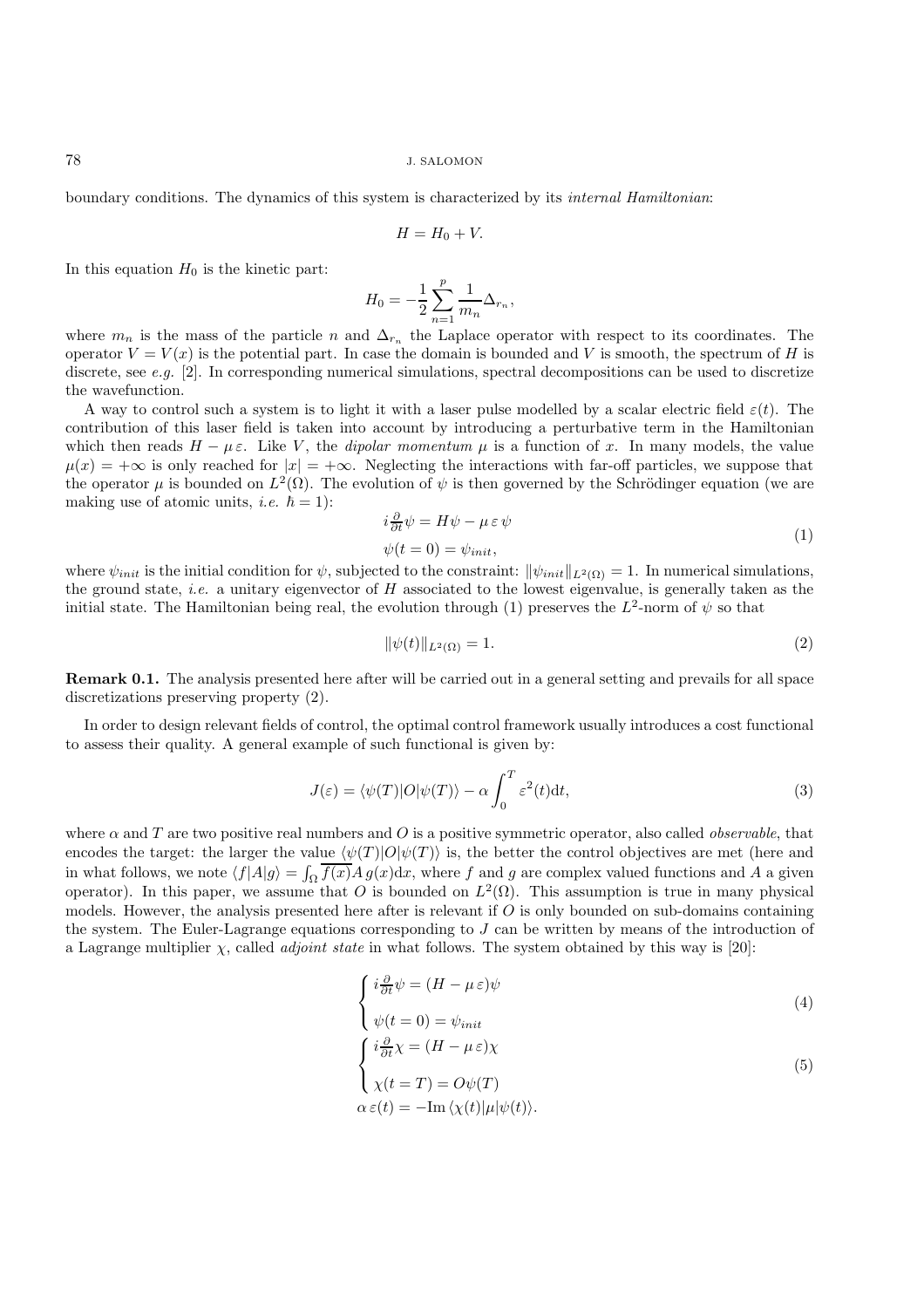boundary conditions. The dynamics of this system is characterized by its *internal Hamiltonian*:

$$H = H_0 + V.$$

In this equation $H_0$ is the kinetic part:

$$H_0 = -\frac{1}{2}\sum_{n=1}^{p} \frac{1}{m_n}\Delta_{r_n},$$

where $m_n$ is the mass of the particle $n$ and $\Delta_{r_n}$ the Laplace operator with respect to its coordinates. The operator $V = V(x)$ is the potential part. In case the domain is bounded and $V$ is smooth, the spectrum of $H$ is discrete, see *e.g.* [2]. In corresponding numerical simulations, spectral decompositions can be used to discretize the wavefunction.

A way to control such a system is to light it with a laser pulse modelled by a scalar electric field $\varepsilon(t)$. The contribution of this laser field is taken into account by introducing a perturbative term in the Hamiltonian which then reads $H - \mu\,\varepsilon$. Like $V$, the *dipolar momentum* $\mu$ is a function of $x$. In many models, the value $\mu(x) = +\infty$ is only reached for $|x| = +\infty$. Neglecting the interactions with far-off particles, we suppose that the operator $\mu$ is bounded on $L^2(\Omega)$. The evolution of $\psi$ is then governed by the Schrödinger equation (we are making use of atomic units, *i.e.* $\hbar = 1$):

$$\begin{aligned} & i\tfrac{\partial}{\partial t}\psi = H\psi - \mu\,\varepsilon\,\psi \\ & \psi(t=0) = \psi_{init}, \end{aligned} \tag{1}$$

where $\psi_{init}$ is the initial condition for $\psi$, subjected to the constraint: $\|\psi_{init}\|_{L^2(\Omega)} = 1$. In numerical simulations, the ground state, *i.e.* a unitary eigenvector of $H$ associated to the lowest eigenvalue, is generally taken as the initial state. The Hamiltonian being real, the evolution through (1) preserves the $L^2$-norm of $\psi$ so that

$$\|\psi(t)\|_{L^2(\Omega)} = 1. \tag{2}$$

**Remark 0.1.** The analysis presented here after will be carried out in a general setting and prevails for all space discretizations preserving property (2).

In order to design relevant fields of control, the optimal control framework usually introduces a cost functional to assess their quality. A general example of such functional is given by:

$$J(\varepsilon) = \langle\psi(T)|O|\psi(T)\rangle - \alpha\int_0^T \varepsilon^2(t)\mathrm{d}t, \tag{3}$$

where $\alpha$ and $T$ are two positive real numbers and $O$ is a positive symmetric operator, also called *observable*, that encodes the target: the larger the value $\langle\psi(T)|O|\psi(T)\rangle$ is, the better the control objectives are met (here and in what follows, we note $\langle f|A|g\rangle = \int_\Omega \overline{f(x)}A\,g(x)\mathrm{d}x$, where $f$ and $g$ are complex valued functions and $A$ a given operator). In this paper, we assume that $O$ is bounded on $L^2(\Omega)$. This assumption is true in many physical models. However, the analysis presented here after is relevant if $O$ is only bounded on sub-domains containing the system. The Euler-Lagrange equations corresponding to $J$ can be written by means of the introduction of a Lagrange multiplier $\chi$, called *adjoint state* in what follows. The system obtained by this way is [20]:

$$\begin{cases} i\frac{\partial}{\partial t}\psi = (H - \mu\,\varepsilon)\psi \\ \psi(t=0) = \psi_{init} \end{cases} \tag{4}$$

$$\begin{cases} i\frac{\partial}{\partial t}\chi = (H - \mu\,\varepsilon)\chi \\ \chi(t=T) = O\psi(T) \end{cases} \tag{5}$$

$$\alpha\,\varepsilon(t) = -\mathrm{Im}\,\langle\chi(t)|\mu|\psi(t)\rangle.$$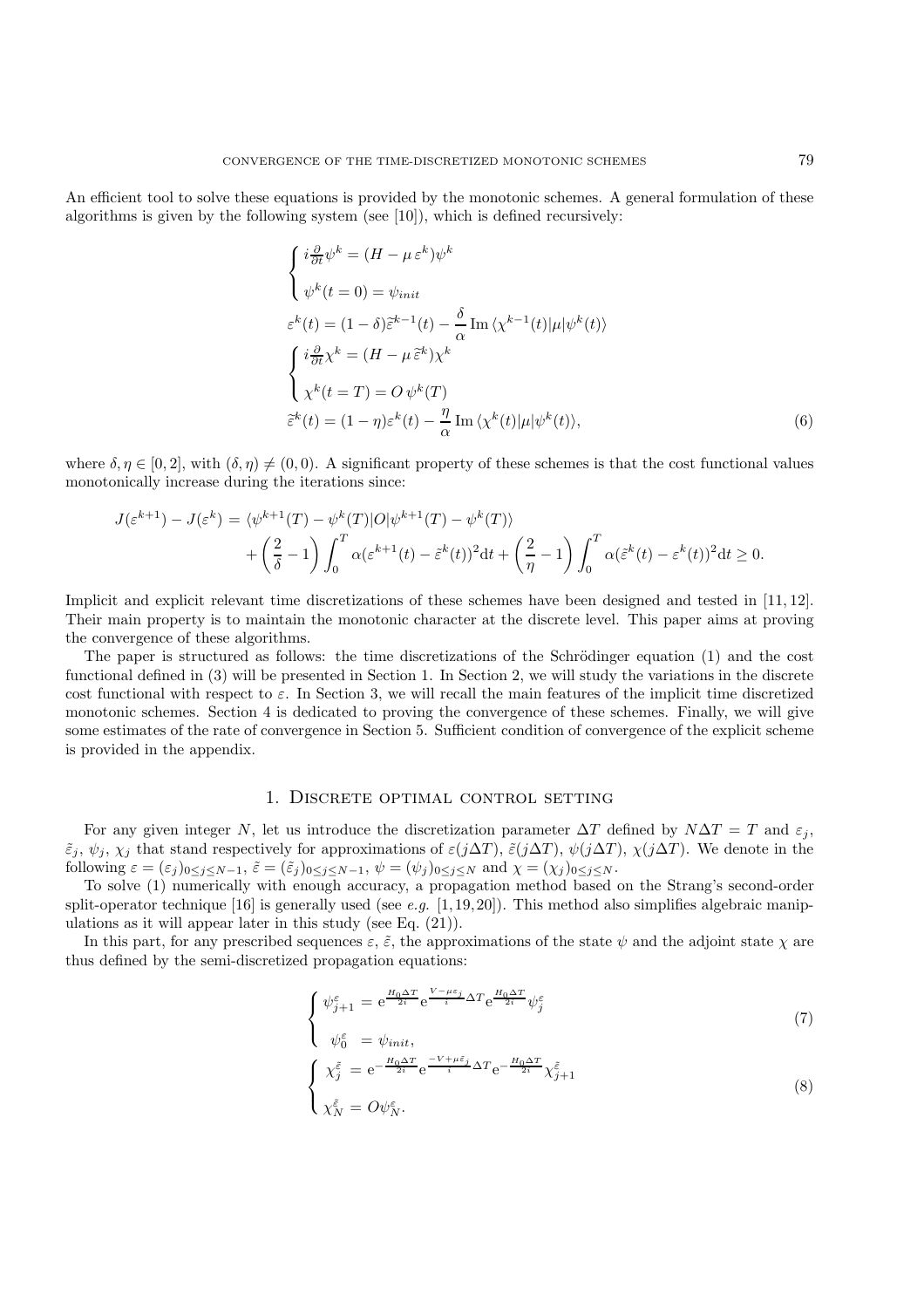An efficient tool to solve these equations is provided by the monotonic schemes. A general formulation of these algorithms is given by the following system (see [10]), which is defined recursively:

$$
\begin{cases} i\frac{\partial}{\partial t}\psi^k = (H - \mu\,\varepsilon^k)\psi^k \\ \psi^k(t=0) = \psi_{init} \end{cases}
$$

$$
\varepsilon^k(t) = (1-\delta)\tilde{\varepsilon}^{k-1}(t) - \frac{\delta}{\alpha}\operatorname{Im}\langle\chi^{k-1}(t)|\mu|\psi^k(t)\rangle
$$

$$
\begin{cases} i\frac{\partial}{\partial t}\chi^k = (H - \mu\,\tilde{\varepsilon}^k)\chi^k \\ \chi^k(t=T) = O\,\psi^k(T) \end{cases}
$$

$$
\tilde{\varepsilon}^k(t) = (1-\eta)\varepsilon^k(t) - \frac{\eta}{\alpha}\operatorname{Im}\langle\chi^k(t)|\mu|\psi^k(t)\rangle, \tag{6}
$$

where $\delta, \eta \in [0,2]$, with $(\delta,\eta) \neq (0,0)$. A significant property of these schemes is that the cost functional values monotonically increase during the iterations since:

$$
J(\varepsilon^{k+1}) - J(\varepsilon^k) = \langle\psi^{k+1}(T) - \psi^k(T)|O|\psi^{k+1}(T) - \psi^k(T)\rangle + \left(\frac{2}{\delta} - 1\right)\int_0^T \alpha(\varepsilon^{k+1}(t) - \tilde{\varepsilon}^k(t))^2 \mathrm{d}t + \left(\frac{2}{\eta} - 1\right)\int_0^T \alpha(\tilde{\varepsilon}^k(t) - \varepsilon^k(t))^2 \mathrm{d}t \geq 0.
$$

Implicit and explicit relevant time discretizations of these schemes have been designed and tested in [11, 12]. Their main property is to maintain the monotonic character at the discrete level. This paper aims at proving the convergence of these algorithms.

The paper is structured as follows: the time discretizations of the Schrödinger equation (1) and the cost functional defined in (3) will be presented in Section 1. In Section 2, we will study the variations in the discrete cost functional with respect to $\varepsilon$. In Section 3, we will recall the main features of the implicit time discretized monotonic schemes. Section 4 is dedicated to proving the convergence of these schemes. Finally, we will give some estimates of the rate of convergence in Section 5. Sufficient condition of convergence of the explicit scheme is provided in the appendix.

## 1. Discrete optimal control setting

For any given integer $N$, let us introduce the discretization parameter $\Delta T$ defined by $N\Delta T = T$ and $\varepsilon_j$, $\tilde{\varepsilon}_j$, $\psi_j$, $\chi_j$ that stand respectively for approximations of $\varepsilon(j\Delta T)$, $\tilde{\varepsilon}(j\Delta T)$, $\psi(j\Delta T)$, $\chi(j\Delta T)$. We denote in the following $\varepsilon = (\varepsilon_j)_{0\leq j\leq N-1}$, $\tilde{\varepsilon} = (\tilde{\varepsilon}_j)_{0\leq j\leq N-1}$, $\psi = (\psi_j)_{0\leq j\leq N}$ and $\chi = (\chi_j)_{0\leq j\leq N}$.

To solve (1) numerically with enough accuracy, a propagation method based on the Strang's second-order split-operator technique [16] is generally used (see *e.g.* [1, 19, 20]). This method also simplifies algebraic manipulations as it will appear later in this study (see Eq. (21)).

In this part, for any prescribed sequences $\varepsilon$, $\tilde{\varepsilon}$, the approximations of the state $\psi$ and the adjoint state $\chi$ are thus defined by the semi-discretized propagation equations:

$$
\begin{cases} \psi_{j+1}^{\varepsilon} = \mathrm{e}^{\frac{H_0\Delta T}{2i}}\mathrm{e}^{\frac{V-\mu\varepsilon_j}{i}\Delta T}\mathrm{e}^{\frac{H_0\Delta T}{2i}}\psi_j^{\varepsilon} \\ \psi_0^{\varepsilon} \;= \psi_{init}, \end{cases} \tag{7}
$$

$$
\begin{cases} \chi_j^{\tilde{\varepsilon}} = \mathrm{e}^{-\frac{H_0\Delta T}{2i}}\mathrm{e}^{\frac{-V+\mu\tilde{\varepsilon}_j}{i}\Delta T}\mathrm{e}^{-\frac{H_0\Delta T}{2i}}\chi_{j+1}^{\tilde{\varepsilon}} \\ \chi_N^{\tilde{\varepsilon}} = O\psi_N^{\varepsilon}. \end{cases} \tag{8}
$$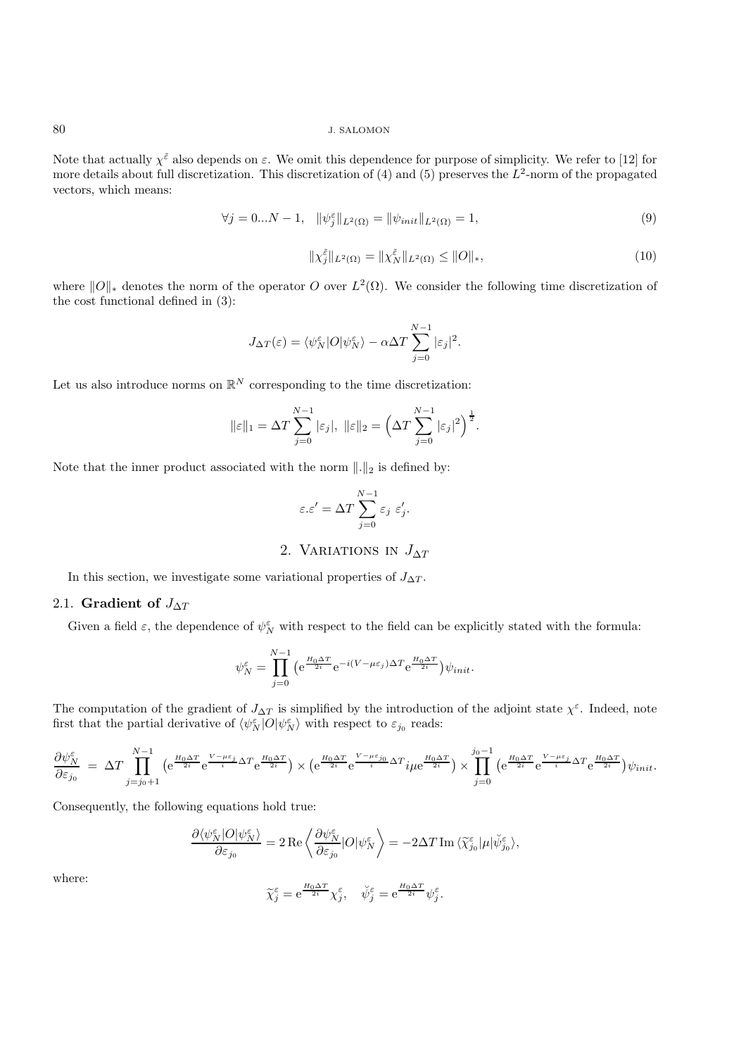Note that actually $\chi^{\tilde{\varepsilon}}$ also depends on $\varepsilon$. We omit this dependence for purpose of simplicity. We refer to [12] for more details about full discretization. This discretization of (4) and (5) preserves the $L^2$-norm of the propagated vectors, which means:

$$\forall j = 0...N-1, \quad \|\psi_j^\varepsilon\|_{L^2(\Omega)} = \|\psi_{init}\|_{L^2(\Omega)} = 1, \tag{9}$$

$$\|\chi_j^{\tilde{\varepsilon}}\|_{L^2(\Omega)} = \|\chi_N^{\tilde{\varepsilon}}\|_{L^2(\Omega)} \leq \|O\|_*, \tag{10}$$

where $\|O\|_*$ denotes the norm of the operator $O$ over $L^2(\Omega)$. We consider the following time discretization of the cost functional defined in (3):

$$J_{\Delta T}(\varepsilon) = \langle \psi_N^\varepsilon | O | \psi_N^\varepsilon \rangle - \alpha \Delta T \sum_{j=0}^{N-1} |\varepsilon_j|^2.$$

Let us also introduce norms on $\mathbb{R}^N$ corresponding to the time discretization:

$$\|\varepsilon\|_1 = \Delta T \sum_{j=0}^{N-1} |\varepsilon_j|, \;\; \|\varepsilon\|_2 = \Big( \Delta T \sum_{j=0}^{N-1} |\varepsilon_j|^2 \Big)^{\frac{1}{2}}.$$

Note that the inner product associated with the norm $\|.\|_2$ is defined by:

$$\varepsilon . \varepsilon' = \Delta T \sum_{j=0}^{N-1} \varepsilon_j \; \varepsilon'_j.$$

## 2. Variations in $J_{\Delta T}$

In this section, we investigate some variational properties of $J_{\Delta T}$.

### 2.1. Gradient of $J_{\Delta T}$

Given a field $\varepsilon$, the dependence of $\psi_N^\varepsilon$ with respect to the field can be explicitly stated with the formula:

$$\psi_N^\varepsilon = \prod_{j=0}^{N-1} \big( \mathrm{e}^{\frac{H_0 \Delta T}{2i}} \mathrm{e}^{-i(V - \mu \varepsilon_j)\Delta T} \mathrm{e}^{\frac{H_0 \Delta T}{2i}} \big) \psi_{init}.$$

The computation of the gradient of $J_{\Delta T}$ is simplified by the introduction of the adjoint state $\chi^\varepsilon$. Indeed, note first that the partial derivative of $\langle \psi_N^\varepsilon | O | \psi_N^\varepsilon \rangle$ with respect to $\varepsilon_{j_0}$ reads:

$$\frac{\partial \psi_N^\varepsilon}{\partial \varepsilon_{j_0}} \; = \; \Delta T \prod_{j=j_0+1}^{N-1} \big( \mathrm{e}^{\frac{H_0 \Delta T}{2i}} \mathrm{e}^{\frac{V - \mu \varepsilon_j}{i} \Delta T} \mathrm{e}^{\frac{H_0 \Delta T}{2i}} \big) \times \big( \mathrm{e}^{\frac{H_0 \Delta T}{2i}} \mathrm{e}^{\frac{V - \mu \varepsilon_{j_0}}{i} \Delta T} i \mu \mathrm{e}^{\frac{H_0 \Delta T}{2i}} \big) \times \prod_{j=0}^{j_0-1} \big( \mathrm{e}^{\frac{H_0 \Delta T}{2i}} \mathrm{e}^{\frac{V - \mu \varepsilon_j}{i} \Delta T} \mathrm{e}^{\frac{H_0 \Delta T}{2i}} \big) \psi_{init}.$$

Consequently, the following equations hold true:

$$\frac{\partial \langle \psi_N^\varepsilon | O | \psi_N^\varepsilon \rangle}{\partial \varepsilon_{j_0}} = 2 \, \mathrm{Re} \left\langle \frac{\partial \psi_N^\varepsilon}{\partial \varepsilon_{j_0}} | O | \psi_N^\varepsilon \right\rangle = -2 \Delta T \, \mathrm{Im} \, \langle \widetilde{\chi}_{j_0}^\varepsilon | \mu | \breve{\psi}_{j_0}^\varepsilon \rangle,$$

where:

$$\widetilde{\chi}_j^\varepsilon = \mathrm{e}^{\frac{H_0 \Delta T}{2i}} \chi_j^\varepsilon, \quad \breve{\psi}_j^\varepsilon = \mathrm{e}^{\frac{H_0 \Delta T}{2i}} \psi_j^\varepsilon.$$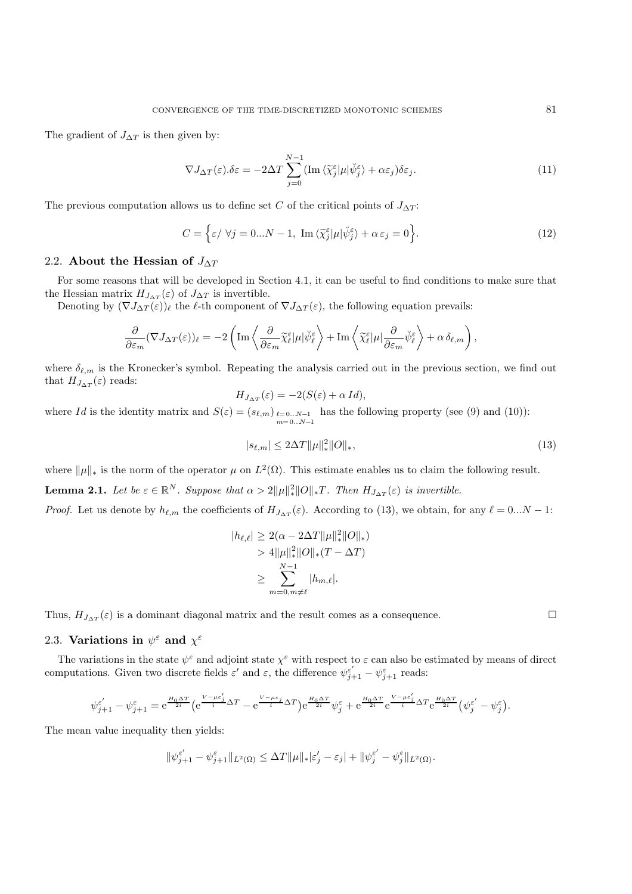The gradient of $J_{\Delta T}$ is then given by:

$$\nabla J_{\Delta T}(\varepsilon).\delta\varepsilon = -2\Delta T \sum_{j=0}^{N-1} (\mathrm{Im}\,\langle \widetilde{\chi}_j^\varepsilon | \mu | \breve{\psi}_j^\varepsilon \rangle + \alpha \varepsilon_j)\delta\varepsilon_j. \tag{11}$$

The previous computation allows us to define set $C$ of the critical points of $J_{\Delta T}$:

$$C = \Big\{ \varepsilon /\ \forall j = 0...N-1,\ \mathrm{Im}\,\langle \widetilde{\chi}_j^\varepsilon | \mu | \breve{\psi}_j^\varepsilon \rangle + \alpha\, \varepsilon_j = 0 \Big\}. \tag{12}$$

## 2.2. About the Hessian of $J_{\Delta T}$

For some reasons that will be developed in Section 4.1, it can be useful to find conditions to make sure that the Hessian matrix $H_{J_{\Delta T}}(\varepsilon)$ of $J_{\Delta T}$ is invertible.

Denoting by $(\nabla J_{\Delta T}(\varepsilon))_\ell$ the $\ell$-th component of $\nabla J_{\Delta T}(\varepsilon)$, the following equation prevails:

$$\frac{\partial}{\partial \varepsilon_m} (\nabla J_{\Delta T}(\varepsilon))_\ell = -2 \left( \mathrm{Im} \left\langle \frac{\partial}{\partial \varepsilon_m} \widetilde{\chi}_\ell^\varepsilon | \mu | \breve{\psi}_\ell^\varepsilon \right\rangle + \mathrm{Im} \left\langle \widetilde{\chi}_\ell^\varepsilon | \mu | \frac{\partial}{\partial \varepsilon_m} \breve{\psi}_\ell^\varepsilon \right\rangle + \alpha\, \delta_{\ell,m} \right),$$

where $\delta_{\ell,m}$ is the Kronecker's symbol. Repeating the analysis carried out in the previous section, we find out that $H_{J_{\Delta T}}(\varepsilon)$ reads:

$$H_{J_{\Delta T}}(\varepsilon) = -2(S(\varepsilon) + \alpha\, Id),$$

where $Id$ is the identity matrix and $S(\varepsilon) = (s_{\ell,m})_{\substack{\ell=0..N-1 \\ m=0..N-1}}$ has the following property (see (9) and (10)):

$$|s_{\ell,m}| \leq 2\Delta T \|\mu\|_*^2 \|O\|_*, \tag{13}$$

where $\|\mu\|_*$ is the norm of the operator $\mu$ on $L^2(\Omega)$. This estimate enables us to claim the following result.

**Lemma 2.1.** *Let be $\varepsilon \in \mathbb{R}^N$. Suppose that $\alpha > 2\|\mu\|_*^2\|O\|_* T$. Then $H_{J_{\Delta T}}(\varepsilon)$ is invertible.*

*Proof.* Let us denote by $h_{\ell,m}$ the coefficients of $H_{J_{\Delta T}}(\varepsilon)$. According to (13), we obtain, for any $\ell = 0...N-1$:

$$\begin{aligned}
|h_{\ell,\ell}| &\geq 2(\alpha - 2\Delta T \|\mu\|_*^2 \|O\|_*) \\
&> 4\|\mu\|_*^2 \|O\|_* (T - \Delta T) \\
&\geq \sum_{m=0, m\neq \ell}^{N-1} |h_{m,\ell}|.
\end{aligned}$$

Thus, $H_{J_{\Delta T}}(\varepsilon)$ is a dominant diagonal matrix and the result comes as a consequence. □

## 2.3. Variations in $\psi^\varepsilon$ and $\chi^\varepsilon$

The variations in the state $\psi^\varepsilon$ and adjoint state $\chi^\varepsilon$ with respect to $\varepsilon$ can also be estimated by means of direct computations. Given two discrete fields $\varepsilon'$ and $\varepsilon$, the difference $\psi_{j+1}^{\varepsilon'} - \psi_{j+1}^\varepsilon$ reads:

$$\psi_{j+1}^{\varepsilon'} - \psi_{j+1}^{\varepsilon} = \mathrm{e}^{\frac{H_0 \Delta T}{2i}} \big( \mathrm{e}^{\frac{V - \mu \varepsilon_j'}{i} \Delta T} - \mathrm{e}^{\frac{V - \mu \varepsilon_j}{i} \Delta T} \big) \mathrm{e}^{\frac{H_0 \Delta T}{2i}} \psi_j^\varepsilon + \mathrm{e}^{\frac{H_0 \Delta T}{2i}} \mathrm{e}^{\frac{V - \mu \varepsilon_j'}{i} \Delta T} \mathrm{e}^{\frac{H_0 \Delta T}{2i}} \big( \psi_j^{\varepsilon'} - \psi_j^\varepsilon \big).$$

The mean value inequality then yields:

$$\|\psi_{j+1}^{\varepsilon'} - \psi_{j+1}^{\varepsilon}\|_{L^2(\Omega)} \leq \Delta T \|\mu\|_* |\varepsilon_j' - \varepsilon_j| + \|\psi_j^{\varepsilon'} - \psi_j^\varepsilon\|_{L^2(\Omega)}.$$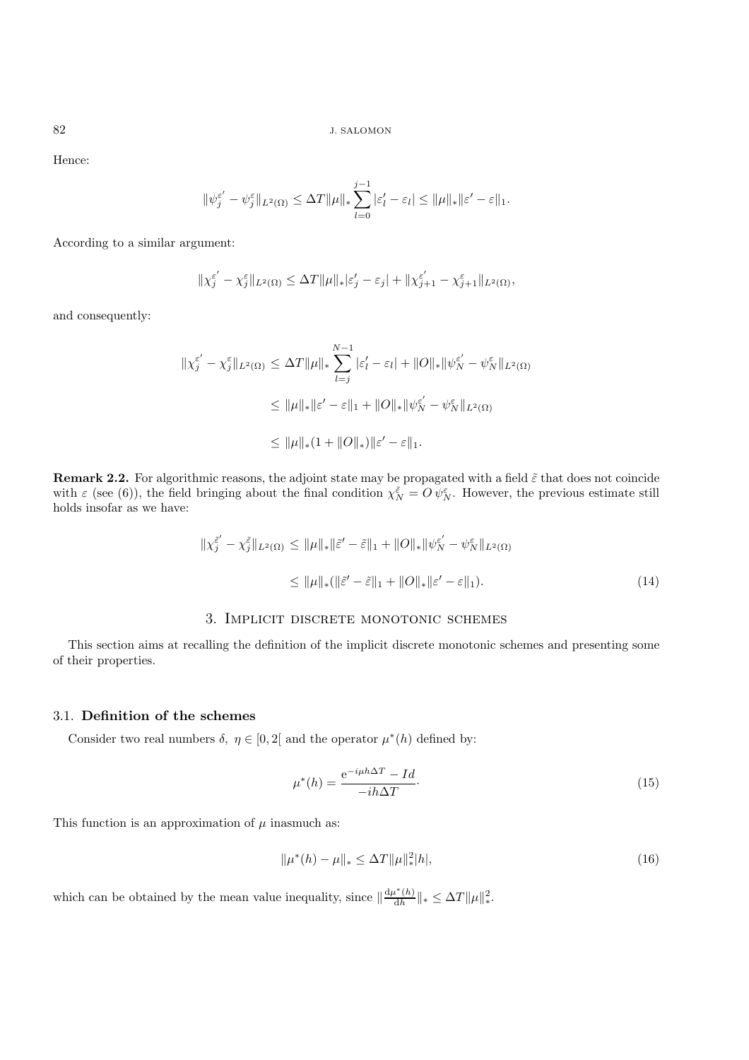Hence:

$$\|\psi_j^{\varepsilon'} - \psi_j^{\varepsilon}\|_{L^2(\Omega)} \leq \Delta T \|\mu\|_* \sum_{l=0}^{j-1} |\varepsilon_l' - \varepsilon_l| \leq \|\mu\|_* \|\varepsilon' - \varepsilon\|_1.$$

According to a similar argument:

$$\|\chi_j^{\varepsilon'} - \chi_j^{\varepsilon}\|_{L^2(\Omega)} \leq \Delta T \|\mu\|_* |\varepsilon_j' - \varepsilon_j| + \|\chi_{j+1}^{\varepsilon'} - \chi_{j+1}^{\varepsilon}\|_{L^2(\Omega)},$$

and consequently:

$$\begin{aligned}
\|\chi_j^{\varepsilon'} - \chi_j^{\varepsilon}\|_{L^2(\Omega)} &\leq \Delta T \|\mu\|_* \sum_{l=j}^{N-1} |\varepsilon_l' - \varepsilon_l| + \|O\|_* \|\psi_N^{\varepsilon'} - \psi_N^{\varepsilon}\|_{L^2(\Omega)} \\
&\leq \|\mu\|_* \|\varepsilon' - \varepsilon\|_1 + \|O\|_* \|\psi_N^{\varepsilon'} - \psi_N^{\varepsilon}\|_{L^2(\Omega)} \\
&\leq \|\mu\|_* (1 + \|O\|_*) \|\varepsilon' - \varepsilon\|_1.
\end{aligned}$$

**Remark 2.2.** For algorithmic reasons, the adjoint state may be propagated with a field $\tilde{\varepsilon}$ that does not coincide with $\varepsilon$ (see (6)), the field bringing about the final condition $\chi_N^{\tilde{\varepsilon}} = O\,\psi_N^{\varepsilon}$. However, the previous estimate still holds insofar as we have:

$$\begin{aligned}
\|\chi_j^{\tilde{\varepsilon}'} - \chi_j^{\tilde{\varepsilon}}\|_{L^2(\Omega)} &\leq \|\mu\|_* \|\tilde{\varepsilon}' - \tilde{\varepsilon}\|_1 + \|O\|_* \|\psi_N^{\varepsilon'} - \psi_N^{\varepsilon}\|_{L^2(\Omega)} \\
&\leq \|\mu\|_* (\|\tilde{\varepsilon}' - \tilde{\varepsilon}\|_1 + \|O\|_* \|\varepsilon' - \varepsilon\|_1).
\end{aligned} \tag{14}$$

## 3. Implicit discrete monotonic schemes

This section aims at recalling the definition of the implicit discrete monotonic schemes and presenting some of their properties.

### 3.1. Definition of the schemes

Consider two real numbers $\delta,\ \eta \in [0, 2[$ and the operator $\mu^*(h)$ defined by:

$$\mu^*(h) = \frac{\mathrm{e}^{-i\mu h \Delta T} - Id}{-ih\Delta T}. \tag{15}$$

This function is an approximation of $\mu$ inasmuch as:

$$\|\mu^*(h) - \mu\|_* \leq \Delta T \|\mu\|_*^2 |h|, \tag{16}$$

which can be obtained by the mean value inequality, since $\|\frac{\mathrm{d}\mu^*(h)}{\mathrm{d}h}\|_* \leq \Delta T \|\mu\|_*^2$.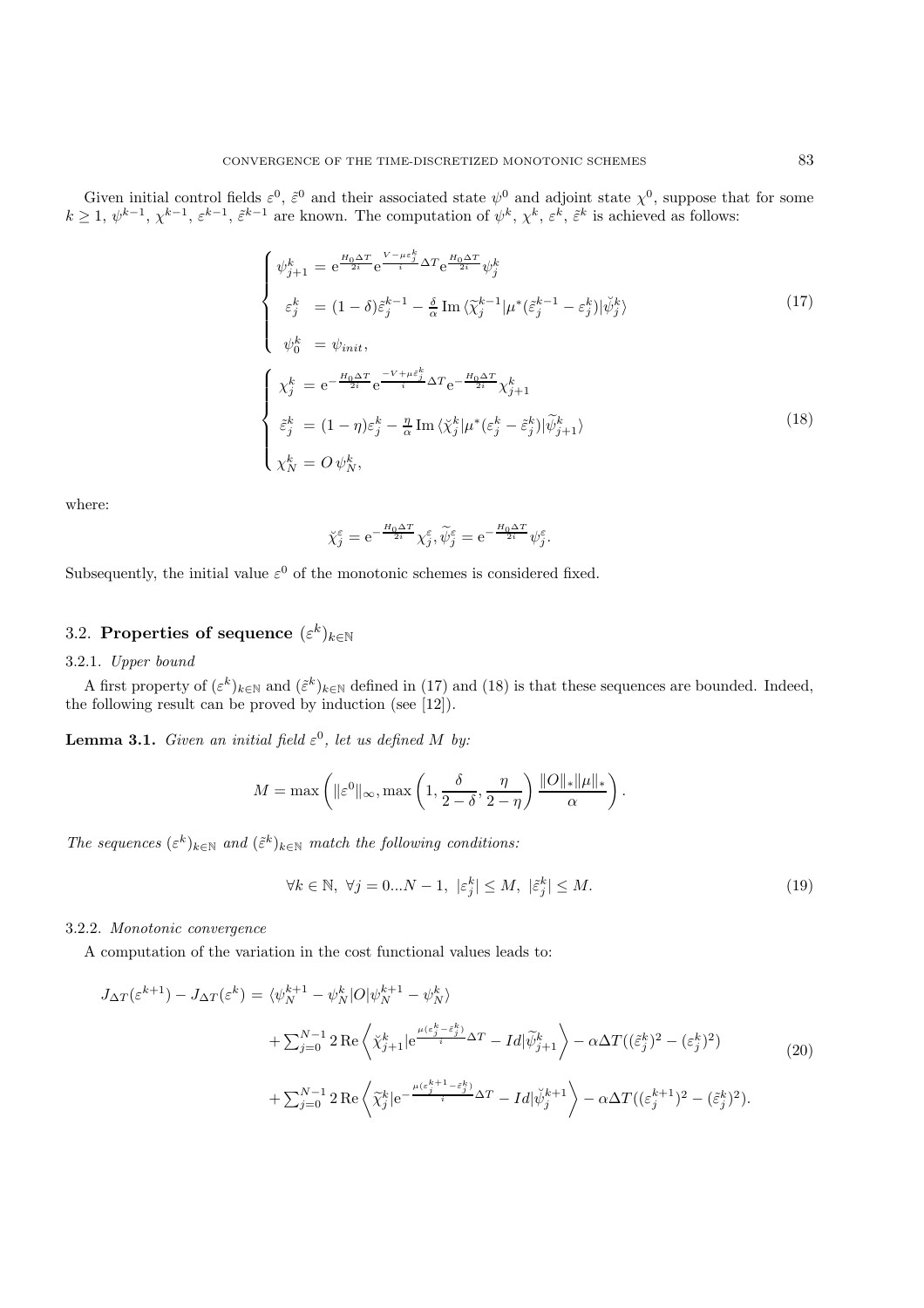Given initial control fields $\varepsilon^0$, $\tilde{\varepsilon}^0$ and their associated state $\psi^0$ and adjoint state $\chi^0$, suppose that for some $k \geq 1$, $\psi^{k-1}$, $\chi^{k-1}$, $\varepsilon^{k-1}$, $\tilde{\varepsilon}^{k-1}$ are known. The computation of $\psi^k$, $\chi^k$, $\varepsilon^k$, $\tilde{\varepsilon}^k$ is achieved as follows:

$$
\begin{cases}
\psi_{j+1}^k = \mathrm{e}^{\frac{H_0 \Delta T}{2i}} \mathrm{e}^{\frac{V-\mu\varepsilon_j^k}{i}\Delta T} \mathrm{e}^{\frac{H_0 \Delta T}{2i}} \psi_j^k \\
\ \ \varepsilon_j^k \ = (1-\delta)\tilde{\varepsilon}_j^{k-1} - \frac{\delta}{\alpha} \operatorname{Im} \langle \widetilde{\chi}_j^{k-1} | \mu^* (\tilde{\varepsilon}_j^{k-1} - \varepsilon_j^k) | \breve{\psi}_j^k \rangle \\
\ \ \psi_0^k \ = \psi_{init},
\end{cases}
\tag{17}
$$

$$
\begin{cases}
\ \chi_j^k \ = \mathrm{e}^{-\frac{H_0 \Delta T}{2i}} \mathrm{e}^{\frac{-V+\mu\tilde{\varepsilon}_j^k}{i}\Delta T} \mathrm{e}^{-\frac{H_0 \Delta T}{2i}} \chi_{j+1}^k \\
\ \ \tilde{\varepsilon}_j^k \ = (1-\eta)\varepsilon_j^k - \frac{\eta}{\alpha} \operatorname{Im} \langle \breve{\chi}_j^k | \mu^* (\varepsilon_j^k - \tilde{\varepsilon}_j^k) | \widetilde{\psi}_{j+1}^k \rangle \\
\ \chi_N^k = O\, \psi_N^k,
\end{cases}
\tag{18}
$$

where:

$$
\breve{\chi}_j^\varepsilon = \mathrm{e}^{-\frac{H_0 \Delta T}{2i}} \chi_j^\varepsilon, \widetilde{\psi}_j^\varepsilon = \mathrm{e}^{-\frac{H_0 \Delta T}{2i}} \psi_j^\varepsilon.
$$

Subsequently, the initial value $\varepsilon^0$ of the monotonic schemes is considered fixed.

## 3.2. Properties of sequence $(\varepsilon^k)_{k\in\mathbb{N}}$

### 3.2.1. *Upper bound*

A first property of $(\varepsilon^k)_{k\in\mathbb{N}}$ and $(\tilde{\varepsilon}^k)_{k\in\mathbb{N}}$ defined in (17) and (18) is that these sequences are bounded. Indeed, the following result can be proved by induction (see [12]).

**Lemma 3.1.** *Given an initial field $\varepsilon^0$, let us defined $M$ by:*

$$
M = \max\left( \|\varepsilon^0\|_\infty, \max\left(1, \frac{\delta}{2-\delta}, \frac{\eta}{2-\eta}\right) \frac{\|O\|_* \|\mu\|_*}{\alpha} \right).
$$

*The sequences $(\varepsilon^k)_{k\in\mathbb{N}}$ and $(\tilde{\varepsilon}^k)_{k\in\mathbb{N}}$ match the following conditions:*

$$
\forall k \in \mathbb{N},\ \forall j = 0...N-1,\ |\varepsilon_j^k| \leq M,\ |\tilde{\varepsilon}_j^k| \leq M. \tag{19}
$$

### 3.2.2. *Monotonic convergence*

A computation of the variation in the cost functional values leads to:

$$
\begin{aligned}
J_{\Delta T}(\varepsilon^{k+1}) - J_{\Delta T}(\varepsilon^k) = &\ \langle \psi_N^{k+1} - \psi_N^k | O | \psi_N^{k+1} - \psi_N^k \rangle \\
&+ \textstyle\sum_{j=0}^{N-1} 2 \operatorname{Re} \left\langle \breve{\chi}_{j+1}^k | \mathrm{e}^{\frac{\mu(\varepsilon_j^k - \tilde{\varepsilon}_j^k)}{i}\Delta T} - Id | \widetilde{\psi}_{j+1}^k \right\rangle - \alpha \Delta T ((\tilde{\varepsilon}_j^k)^2 - (\varepsilon_j^k)^2) \\
&+ \textstyle\sum_{j=0}^{N-1} 2 \operatorname{Re} \left\langle \widetilde{\chi}_j^k | \mathrm{e}^{-\frac{\mu(\varepsilon_j^{k+1} - \tilde{\varepsilon}_j^k)}{i}\Delta T} - Id | \breve{\psi}_j^{k+1} \right\rangle - \alpha \Delta T ((\varepsilon_j^{k+1})^2 - (\tilde{\varepsilon}_j^k)^2).
\end{aligned}
\tag{20}
$$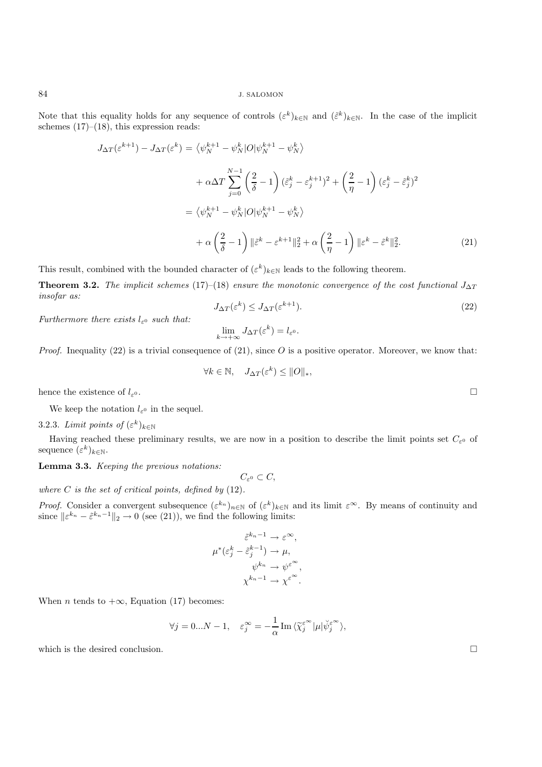Note that this equality holds for any sequence of controls $(\varepsilon^k)_{k\in\mathbb{N}}$ and $(\tilde{\varepsilon}^k)_{k\in\mathbb{N}}$. In the case of the implicit schemes (17)–(18), this expression reads:

$$
\begin{aligned}
J_{\Delta T}(\varepsilon^{k+1}) - J_{\Delta T}(\varepsilon^k) &= \left\langle \psi_N^{k+1} - \psi_N^k | O | \psi_N^{k+1} - \psi_N^k \right\rangle \\
&\quad + \alpha \Delta T \sum_{j=0}^{N-1} \left(\frac{2}{\delta} - 1\right) (\tilde{\varepsilon}_j^k - \varepsilon_j^{k+1})^2 + \left(\frac{2}{\eta} - 1\right) (\varepsilon_j^k - \tilde{\varepsilon}_j^k)^2 \\
&= \left\langle \psi_N^{k+1} - \psi_N^k | O | \psi_N^{k+1} - \psi_N^k \right\rangle \\
&\quad + \alpha \left(\frac{2}{\delta} - 1\right) \|\tilde{\varepsilon}^k - \varepsilon^{k+1}\|_2^2 + \alpha \left(\frac{2}{\eta} - 1\right) \|\varepsilon^k - \tilde{\varepsilon}^k\|_2^2. \qquad (21)
\end{aligned}
$$

This result, combined with the bounded character of $(\varepsilon^k)_{k\in\mathbb{N}}$ leads to the following theorem.

**Theorem 3.2.** *The implicit schemes* (17)–(18) *ensure the monotonic convergence of the cost functional* $J_{\Delta T}$ *insofar as:*

$$
J_{\Delta T}(\varepsilon^k) \leq J_{\Delta T}(\varepsilon^{k+1}). \qquad (22)
$$

*Furthermore there exists* $l_{\varepsilon^0}$ *such that:*

$$
\lim_{k\to+\infty} J_{\Delta T}(\varepsilon^k) = l_{\varepsilon^0}.
$$

*Proof.* Inequality (22) is a trivial consequence of (21), since $O$ is a positive operator. Moreover, we know that:

$$
\forall k \in \mathbb{N}, \quad J_{\Delta T}(\varepsilon^k) \leq \|O\|_*,
$$

hence the existence of $l_{\varepsilon^0}$. $\square$

We keep the notation $l_{\varepsilon^0}$ in the sequel.

3.2.3. *Limit points of* $(\varepsilon^k)_{k\in\mathbb{N}}$

Having reached these preliminary results, we are now in a position to describe the limit points set $C_{\varepsilon^0}$ of sequence $(\varepsilon^k)_{k\in\mathbb{N}}$.

**Lemma 3.3.** *Keeping the previous notations:*

$$
C_{\varepsilon^0} \subset C,
$$

*where* $C$ *is the set of critical points, defined by* (12).

*Proof.* Consider a convergent subsequence $(\varepsilon^{k_n})_{n\in\mathbb{N}}$ of $(\varepsilon^k)_{k\in\mathbb{N}}$ and its limit $\varepsilon^\infty$. By means of continuity and since $\|\varepsilon^{k_n} - \tilde{\varepsilon}^{k_n-1}\|_2 \to 0$ (see (21)), we find the following limits:

$$
\begin{aligned}
\tilde{\varepsilon}^{k_n-1} &\to \varepsilon^\infty, \\
\mu^*(\varepsilon_j^k - \tilde{\varepsilon}_j^{k-1}) &\to \mu, \\
\psi^{k_n} &\to \psi^{\varepsilon^\infty}, \\
\chi^{k_n-1} &\to \chi^{\varepsilon^\infty}.
\end{aligned}
$$

When $n$ tends to $+\infty$, Equation (17) becomes:

$$
\forall j = 0...N-1, \quad \varepsilon_j^\infty = -\frac{1}{\alpha} \operatorname{Im} \langle \widetilde{\chi}_j^{\varepsilon^\infty} | \mu | \breve{\psi}_j^{\varepsilon^\infty} \rangle,
$$

which is the desired conclusion. $\square$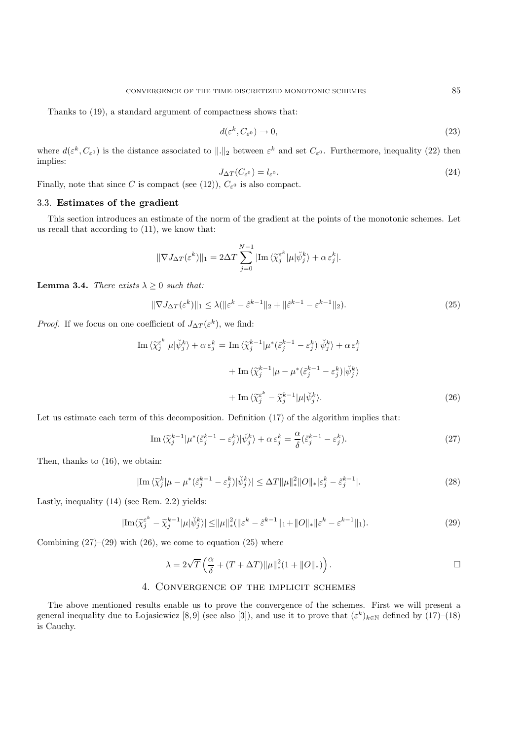Thanks to (19), a standard argument of compactness shows that:

$$d(\varepsilon^k, C_{\varepsilon^0}) \to 0, \tag{23}$$

where $d(\varepsilon^k, C_{\varepsilon^0})$ is the distance associated to $\|.\|_2$ between $\varepsilon^k$ and set $C_{\varepsilon^0}$. Furthermore, inequality (22) then implies:

$$J_{\Delta T}(C_{\varepsilon^0}) = l_{\varepsilon^0}. \tag{24}$$

Finally, note that since $C$ is compact (see (12)), $C_{\varepsilon^0}$ is also compact.

### 3.3. Estimates of the gradient

This section introduces an estimate of the norm of the gradient at the points of the monotonic schemes. Let us recall that according to (11), we know that:

$$\|\nabla J_{\Delta T}(\varepsilon^k)\|_1 = 2\Delta T \sum_{j=0}^{N-1} |\mathrm{Im}\, \langle \widetilde{\chi}_j^{\varepsilon^k} | \mu | \breve{\psi}_j^k \rangle + \alpha\, \varepsilon_j^k|.$$

**Lemma 3.4.** *There exists $\lambda \geq 0$ such that:*

$$\|\nabla J_{\Delta T}(\varepsilon^k)\|_1 \leq \lambda(\|\varepsilon^k - \tilde{\varepsilon}^{k-1}\|_2 + \|\tilde{\varepsilon}^{k-1} - \varepsilon^{k-1}\|_2). \tag{25}$$

*Proof.* If we focus on one coefficient of $J_{\Delta T}(\varepsilon^k)$, we find:

$$\begin{aligned}
\mathrm{Im}\, \langle \widetilde{\chi}_j^{\varepsilon^k} | \mu | \breve{\psi}_j^k \rangle + \alpha\, \varepsilon_j^k &= \mathrm{Im}\, \langle \widetilde{\chi}_j^{k-1} | \mu^*(\tilde{\varepsilon}_j^{k-1} - \varepsilon_j^k) | \breve{\psi}_j^k \rangle + \alpha\, \varepsilon_j^k \\
&\quad + \mathrm{Im}\, \langle \widetilde{\chi}_j^{k-1} | \mu - \mu^*(\tilde{\varepsilon}_j^{k-1} - \varepsilon_j^k) | \breve{\psi}_j^k \rangle \\
&\quad + \mathrm{Im}\, \langle \widetilde{\chi}_j^{\varepsilon^k} - \widetilde{\chi}_j^{k-1} | \mu | \breve{\psi}_j^k \rangle.
\end{aligned} \tag{26}$$

Let us estimate each term of this decomposition. Definition (17) of the algorithm implies that:

$$\mathrm{Im}\, \langle \widetilde{\chi}_j^{k-1} | \mu^*(\tilde{\varepsilon}_j^{k-1} - \varepsilon_j^k) | \breve{\psi}_j^k \rangle + \alpha\, \varepsilon_j^k = \frac{\alpha}{\delta}(\tilde{\varepsilon}_j^{k-1} - \varepsilon_j^k). \tag{27}$$

Then, thanks to (16), we obtain:

$$|\mathrm{Im}\, \langle \widetilde{\chi}_j^k | \mu - \mu^*(\tilde{\varepsilon}_j^{k-1} - \varepsilon_j^k) | \breve{\psi}_j^k \rangle| \leq \Delta T \|\mu\|_*^2 \|O\|_* |\varepsilon_j^k - \tilde{\varepsilon}_j^{k-1}|. \tag{28}$$

Lastly, inequality (14) (see Rem. 2.2) yields:

$$|\mathrm{Im} \langle \widetilde{\chi}_j^{\varepsilon^k} - \widetilde{\chi}_j^{k-1} | \mu | \breve{\psi}_j^k \rangle| \leq \|\mu\|_*^2 (\|\varepsilon^k - \tilde{\varepsilon}^{k-1}\|_1 + \|O\|_* \|\varepsilon^k - \varepsilon^{k-1}\|_1). \tag{29}$$

Combining (27)–(29) with (26), we come to equation (25) where

$$\lambda = 2\sqrt{T}\left(\frac{\alpha}{\delta} + (T + \Delta T)\|\mu\|_*^2 (1 + \|O\|_*)\right). \qquad \square$$

## 4. Convergence of the implicit schemes

The above mentioned results enable us to prove the convergence of the schemes. First we will present a general inequality due to Łojasiewicz [8,9] (see also [3]), and use it to prove that $(\varepsilon^k)_{k\in\mathbb{N}}$ defined by (17)–(18) is Cauchy.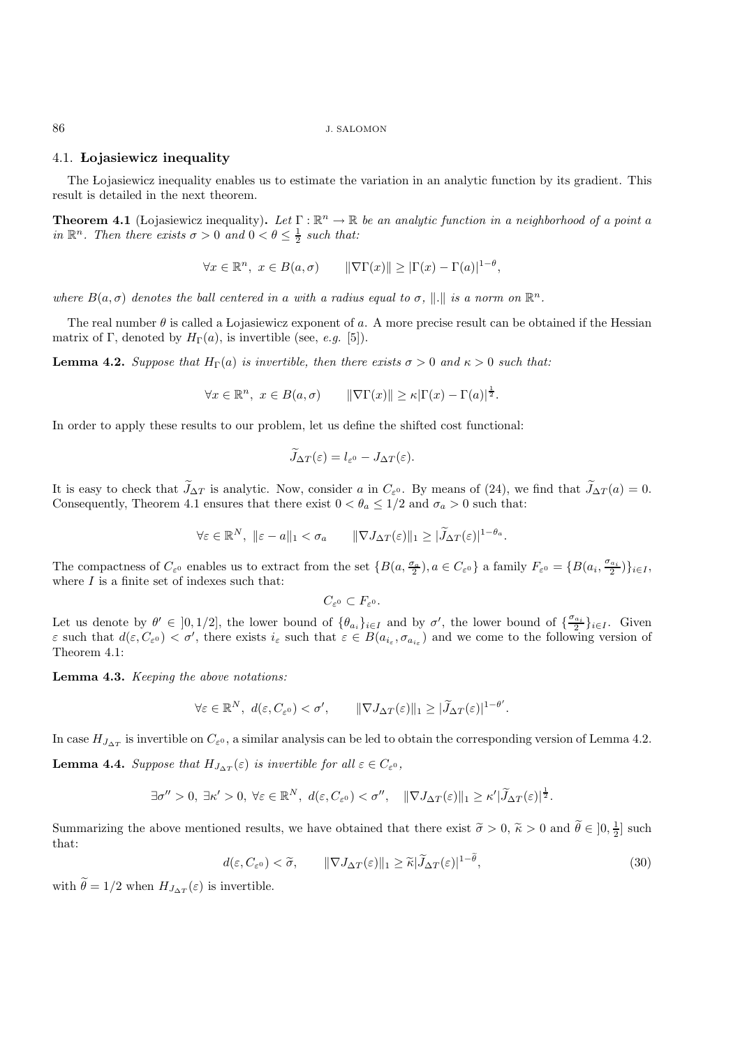### 4.1. Łojasiewicz inequality

The Łojasiewicz inequality enables us to estimate the variation in an analytic function by its gradient. This result is detailed in the next theorem.

**Theorem 4.1** (Lojasiewicz inequality)**.** *Let $\Gamma : \mathbb{R}^n \rightarrow \mathbb{R}$ be an analytic function in a neighborhood of a point $a$ in $\mathbb{R}^n$. Then there exists $\sigma > 0$ and $0 < \theta \leq \frac{1}{2}$ such that:*

$$\forall x \in \mathbb{R}^n,\ x \in B(a, \sigma) \qquad \|\nabla\Gamma(x)\| \geq |\Gamma(x) - \Gamma(a)|^{1-\theta},$$

*where $B(a, \sigma)$ denotes the ball centered in $a$ with a radius equal to $\sigma$, $\|.\|$ is a norm on $\mathbb{R}^n$.*

The real number $\theta$ is called a Łojasiewicz exponent of $a$. A more precise result can be obtained if the Hessian matrix of $\Gamma$, denoted by $H_\Gamma(a)$, is invertible (see, *e.g.* [5]).

**Lemma 4.2.** *Suppose that $H_\Gamma(a)$ is invertible, then there exists $\sigma > 0$ and $\kappa > 0$ such that:*

$$\forall x \in \mathbb{R}^n,\ x \in B(a, \sigma) \qquad \|\nabla\Gamma(x)\| \geq \kappa|\Gamma(x) - \Gamma(a)|^{\frac{1}{2}}.$$

In order to apply these results to our problem, let us define the shifted cost functional:

$$\widetilde{J}_{\Delta T}(\varepsilon) = l_{\varepsilon^0} - J_{\Delta T}(\varepsilon).$$

It is easy to check that $\widetilde{J}_{\Delta T}$ is analytic. Now, consider $a$ in $C_{\varepsilon^0}$. By means of (24), we find that $\widetilde{J}_{\Delta T}(a) = 0$. Consequently, Theorem 4.1 ensures that there exist $0 < \theta_a \leq 1/2$ and $\sigma_a > 0$ such that:

$$\forall \varepsilon \in \mathbb{R}^N,\ \|\varepsilon - a\|_1 < \sigma_a \qquad \|\nabla J_{\Delta T}(\varepsilon)\|_1 \geq |\widetilde{J}_{\Delta T}(\varepsilon)|^{1-\theta_a}.$$

The compactness of $C_{\varepsilon^0}$ enables us to extract from the set $\{B(a, \frac{\sigma_a}{2}), a \in C_{\varepsilon^0}\}$ a family $F_{\varepsilon^0} = \{B(a_i, \frac{\sigma_{a_i}}{2})\}_{i \in I}$, where $I$ is a finite set of indexes such that:

$$C_{\varepsilon^0} \subset F_{\varepsilon^0}.$$

Let us denote by $\theta' \in ]0, 1/2]$, the lower bound of $\{\theta_{a_i}\}_{i \in I}$ and by $\sigma'$, the lower bound of $\{\frac{\sigma_{a_i}}{2}\}_{i \in I}$. Given $\varepsilon$ such that $d(\varepsilon, C_{\varepsilon^0}) < \sigma'$, there exists $i_\varepsilon$ such that $\varepsilon \in B(a_{i_\varepsilon}, \sigma_{a_{i_\varepsilon}})$ and we come to the following version of Theorem 4.1:

**Lemma 4.3.** *Keeping the above notations:*

$$\forall \varepsilon \in \mathbb{R}^N,\ d(\varepsilon, C_{\varepsilon^0}) < \sigma', \qquad \|\nabla J_{\Delta T}(\varepsilon)\|_1 \geq |\widetilde{J}_{\Delta T}(\varepsilon)|^{1-\theta'}.$$

In case $H_{J_{\Delta T}}$ is invertible on $C_{\varepsilon^0}$, a similar analysis can be led to obtain the corresponding version of Lemma 4.2.

**Lemma 4.4.** *Suppose that $H_{J_{\Delta T}}(\varepsilon)$ is invertible for all $\varepsilon \in C_{\varepsilon^0}$,*

$$\exists \sigma'' > 0,\ \exists \kappa' > 0,\ \forall \varepsilon \in \mathbb{R}^N,\ d(\varepsilon, C_{\varepsilon^0}) < \sigma'', \quad \|\nabla J_{\Delta T}(\varepsilon)\|_1 \geq \kappa'|\widetilde{J}_{\Delta T}(\varepsilon)|^{\frac{1}{2}}.$$

Summarizing the above mentioned results, we have obtained that there exist $\widetilde{\sigma} > 0$, $\widetilde{\kappa} > 0$ and $\widetilde{\theta} \in ]0, \frac{1}{2}]$ such that:

$$d(\varepsilon, C_{\varepsilon^0}) < \widetilde{\sigma}, \qquad \|\nabla J_{\Delta T}(\varepsilon)\|_1 \geq \widetilde{\kappa}|\widetilde{J}_{\Delta T}(\varepsilon)|^{1-\widetilde{\theta}}, \tag{30}$$

with $\widetilde{\theta} = 1/2$ when $H_{J_{\Delta T}}(\varepsilon)$ is invertible.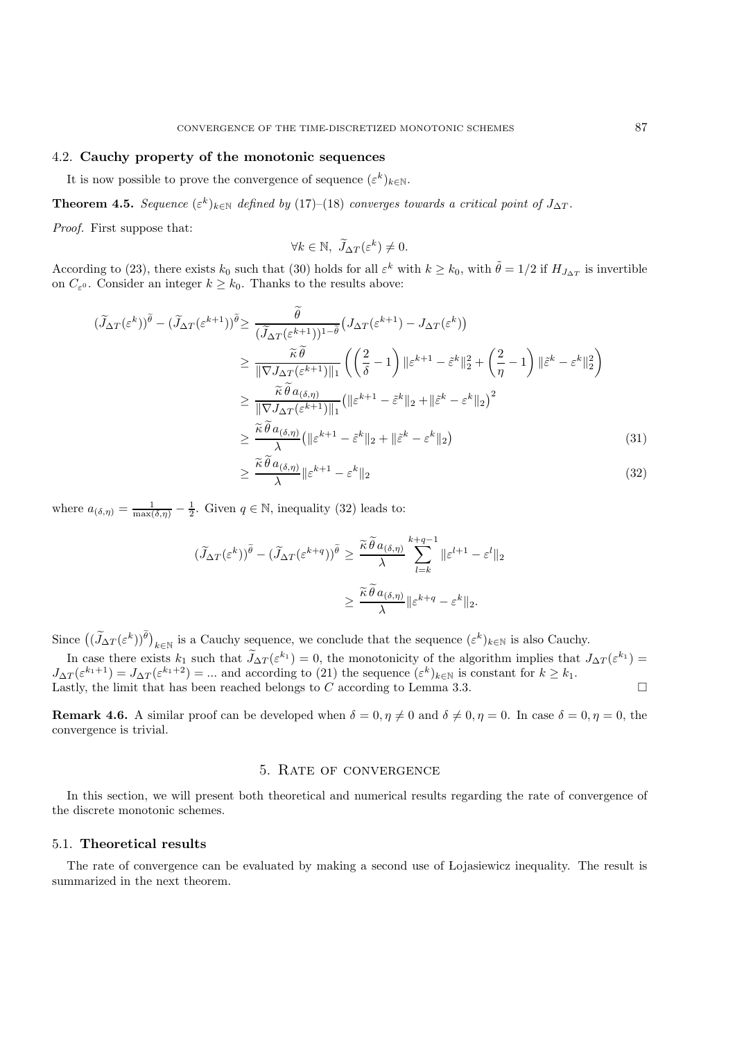### 4.2. **Cauchy property of the monotonic sequences**

It is now possible to prove the convergence of sequence $(\varepsilon^k)_{k\in\mathbb{N}}$.

**Theorem 4.5.** *Sequence $(\varepsilon^k)_{k\in\mathbb{N}}$ defined by (17)–(18) converges towards a critical point of $J_{\Delta T}$.*

*Proof.* First suppose that:

$$\forall k \in \mathbb{N},\ \widetilde{J}_{\Delta T}(\varepsilon^k) \neq 0.$$

According to (23), there exists $k_0$ such that (30) holds for all $\varepsilon^k$ with $k \geq k_0$, with $\tilde{\theta} = 1/2$ if $H_{J_{\Delta T}}$ is invertible on $C_{\varepsilon^0}$. Consider an integer $k \geq k_0$. Thanks to the results above:

$$
\begin{aligned}
(\widetilde{J}_{\Delta T}(\varepsilon^k))^{\widetilde{\theta}} - (\widetilde{J}_{\Delta T}(\varepsilon^{k+1}))^{\widetilde{\theta}} &\geq \frac{\widetilde{\theta}}{(\widetilde{J}_{\Delta T}(\varepsilon^{k+1}))^{1-\widetilde{\theta}}}\big(J_{\Delta T}(\varepsilon^{k+1}) - J_{\Delta T}(\varepsilon^k)\big)\\
&\geq \frac{\widetilde{\kappa}\,\widetilde{\theta}}{\|\nabla J_{\Delta T}(\varepsilon^{k+1})\|_1}\left(\left(\frac{2}{\delta}-1\right)\|\varepsilon^{k+1}-\tilde{\varepsilon}^k\|_2^2 + \left(\frac{2}{\eta}-1\right)\|\tilde{\varepsilon}^k - \varepsilon^k\|_2^2\right)\\
&\geq \frac{\widetilde{\kappa}\,\widetilde{\theta}\,a_{(\delta,\eta)}}{\|\nabla J_{\Delta T}(\varepsilon^{k+1})\|_1}\big(\|\varepsilon^{k+1}-\tilde{\varepsilon}^k\|_2 + \|\tilde{\varepsilon}^k - \varepsilon^k\|_2\big)^2\\
&\geq \frac{\widetilde{\kappa}\,\widetilde{\theta}\,a_{(\delta,\eta)}}{\lambda}\big(\|\varepsilon^{k+1}-\tilde{\varepsilon}^k\|_2 + \|\tilde{\varepsilon}^k - \varepsilon^k\|_2\big) \qquad (31)\\
&\geq \frac{\widetilde{\kappa}\,\widetilde{\theta}\,a_{(\delta,\eta)}}{\lambda}\|\varepsilon^{k+1}-\varepsilon^k\|_2 \qquad (32)
\end{aligned}
$$

where $a_{(\delta,\eta)} = \frac{1}{\max(\delta,\eta)} - \frac{1}{2}$. Given $q \in \mathbb{N}$, inequality (32) leads to:

$$
\begin{aligned}
(\widetilde{J}_{\Delta T}(\varepsilon^k))^{\widetilde{\theta}} - (\widetilde{J}_{\Delta T}(\varepsilon^{k+q}))^{\widetilde{\theta}} &\geq \frac{\widetilde{\kappa}\,\widetilde{\theta}\,a_{(\delta,\eta)}}{\lambda}\sum_{l=k}^{k+q-1}\|\varepsilon^{l+1}-\varepsilon^l\|_2\\
&\geq \frac{\widetilde{\kappa}\,\widetilde{\theta}\,a_{(\delta,\eta)}}{\lambda}\|\varepsilon^{k+q}-\varepsilon^k\|_2.
\end{aligned}
$$

Since $\big((\widetilde{J}_{\Delta T}(\varepsilon^k))^{\widetilde{\theta}}\big)_{k\in\mathbb{N}}$ is a Cauchy sequence, we conclude that the sequence $(\varepsilon^k)_{k\in\mathbb{N}}$ is also Cauchy.

In case there exists $k_1$ such that $\widetilde{J}_{\Delta T}(\varepsilon^{k_1}) = 0$, the monotonicity of the algorithm implies that $J_{\Delta T}(\varepsilon^{k_1}) = J_{\Delta T}(\varepsilon^{k_1+1}) = J_{\Delta T}(\varepsilon^{k_1+2}) = \ldots$ and according to (21) the sequence $(\varepsilon^k)_{k\in\mathbb{N}}$ is constant for $k \geq k_1$.
Lastly, the limit that has been reached belongs to $C$ according to Lemma 3.3. □

**Remark 4.6.** A similar proof can be developed when $\delta = 0, \eta \neq 0$ and $\delta \neq 0, \eta = 0$. In case $\delta = 0, \eta = 0$, the convergence is trivial.

## 5. Rate of convergence

In this section, we will present both theoretical and numerical results regarding the rate of convergence of the discrete monotonic schemes.

### 5.1. **Theoretical results**

The rate of convergence can be evaluated by making a second use of Łojasiewicz inequality. The result is summarized in the next theorem.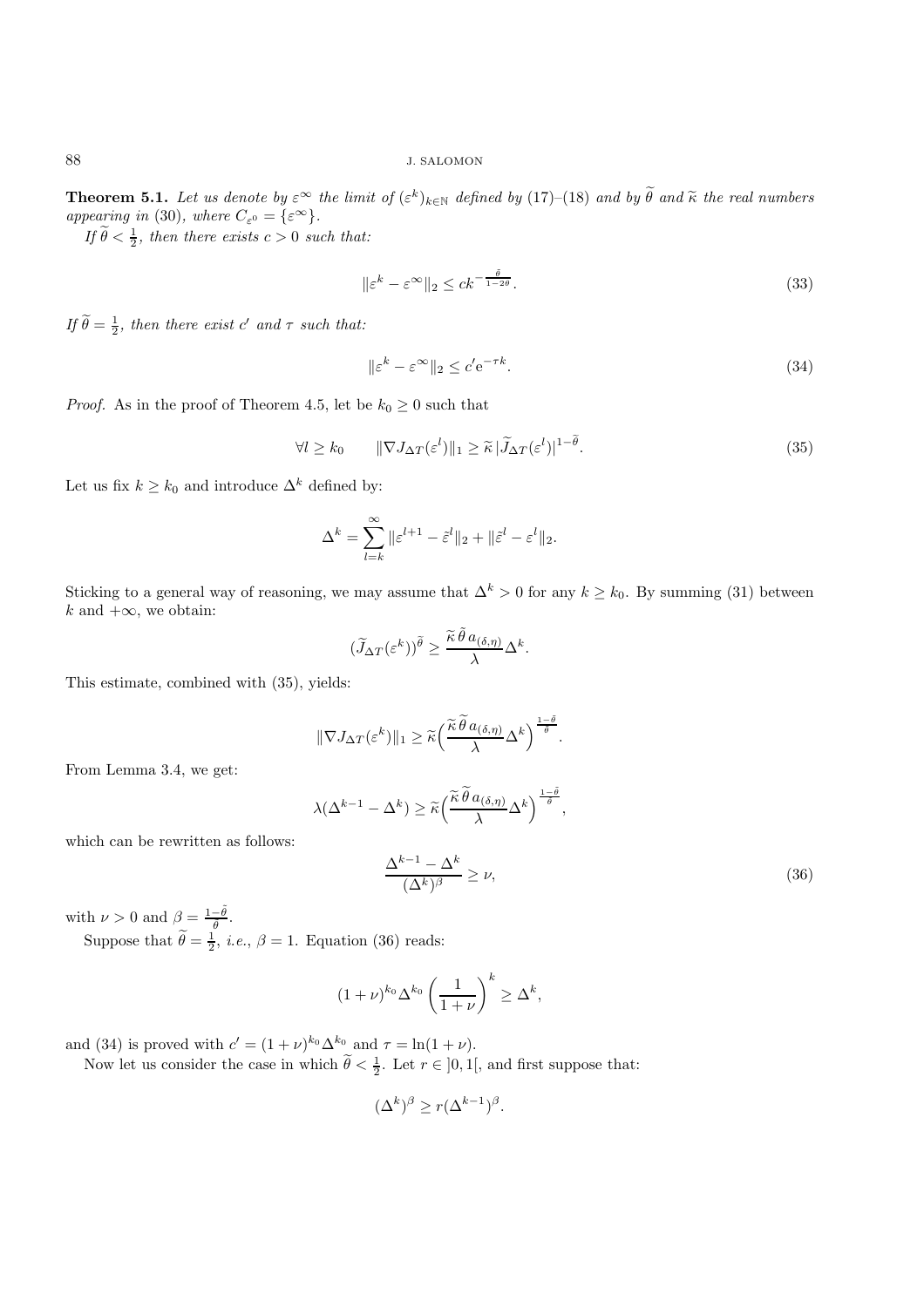**Theorem 5.1.** *Let us denote by $\varepsilon^\infty$ the limit of $(\varepsilon^k)_{k\in\mathbb{N}}$ defined by* (17)–(18) *and by $\widetilde{\theta}$ and $\widetilde{\kappa}$ the real numbers appearing in* (30)*, where $C_{\varepsilon^0} = \{\varepsilon^\infty\}$.*

*If $\widetilde{\theta} < \frac{1}{2}$, then there exists $c > 0$ such that:*

$$\|\varepsilon^k - \varepsilon^\infty\|_2 \leq ck^{-\frac{\tilde{\theta}}{1-2\tilde{\theta}}}. \tag{33}$$

*If $\widetilde{\theta} = \frac{1}{2}$, then there exist $c'$ and $\tau$ such that:*

$$\|\varepsilon^k - \varepsilon^\infty\|_2 \leq c' \mathrm{e}^{-\tau k}. \tag{34}$$

*Proof.* As in the proof of Theorem 4.5, let be $k_0 \geq 0$ such that

$$\forall l \geq k_0 \qquad \|\nabla J_{\Delta T}(\varepsilon^l)\|_1 \geq \widetilde{\kappa}\, |\widetilde{J}_{\Delta T}(\varepsilon^l)|^{1-\widetilde{\theta}}. \tag{35}$$

Let us fix $k \geq k_0$ and introduce $\Delta^k$ defined by:

$$\Delta^k = \sum_{l=k}^{\infty} \|\varepsilon^{l+1} - \tilde{\varepsilon}^l\|_2 + \|\tilde{\varepsilon}^l - \varepsilon^l\|_2.$$

Sticking to a general way of reasoning, we may assume that $\Delta^k > 0$ for any $k \geq k_0$. By summing (31) between $k$ and $+\infty$, we obtain:

$$(\widetilde{J}_{\Delta T}(\varepsilon^k))^{\tilde{\theta}} \geq \frac{\widetilde{\kappa}\, \widetilde{\theta}\, a_{(\delta,\eta)}}{\lambda} \Delta^k.$$

This estimate, combined with (35), yields:

$$\|\nabla J_{\Delta T}(\varepsilon^k)\|_1 \geq \widetilde{\kappa} \Big( \frac{\widetilde{\kappa}\, \widetilde{\theta}\, a_{(\delta,\eta)}}{\lambda} \Delta^k \Big)^{\frac{1-\tilde{\theta}}{\tilde{\theta}}}.$$

From Lemma 3.4, we get:

$$\lambda(\Delta^{k-1} - \Delta^k) \geq \widetilde{\kappa} \Big( \frac{\widetilde{\kappa}\, \widetilde{\theta}\, a_{(\delta,\eta)}}{\lambda} \Delta^k \Big)^{\frac{1-\tilde{\theta}}{\tilde{\theta}}},$$

which can be rewritten as follows:

$$\frac{\Delta^{k-1} - \Delta^k}{(\Delta^k)^\beta} \geq \nu, \tag{36}$$

with $\nu > 0$ and $\beta = \frac{1-\tilde{\theta}}{\tilde{\theta}}$.

Suppose that $\widetilde{\theta} = \frac{1}{2}$, *i.e.*, $\beta = 1$. Equation (36) reads:

$$(1+\nu)^{k_0} \Delta^{k_0} \left( \frac{1}{1+\nu} \right)^k \geq \Delta^k,$$

and (34) is proved with $c' = (1+\nu)^{k_0}\Delta^{k_0}$ and $\tau = \ln(1+\nu)$.

Now let us consider the case in which $\widetilde{\theta} < \frac{1}{2}$. Let $r \in ]0, 1[$, and first suppose that:

$$(\Delta^k)^\beta \geq r(\Delta^{k-1})^\beta.$$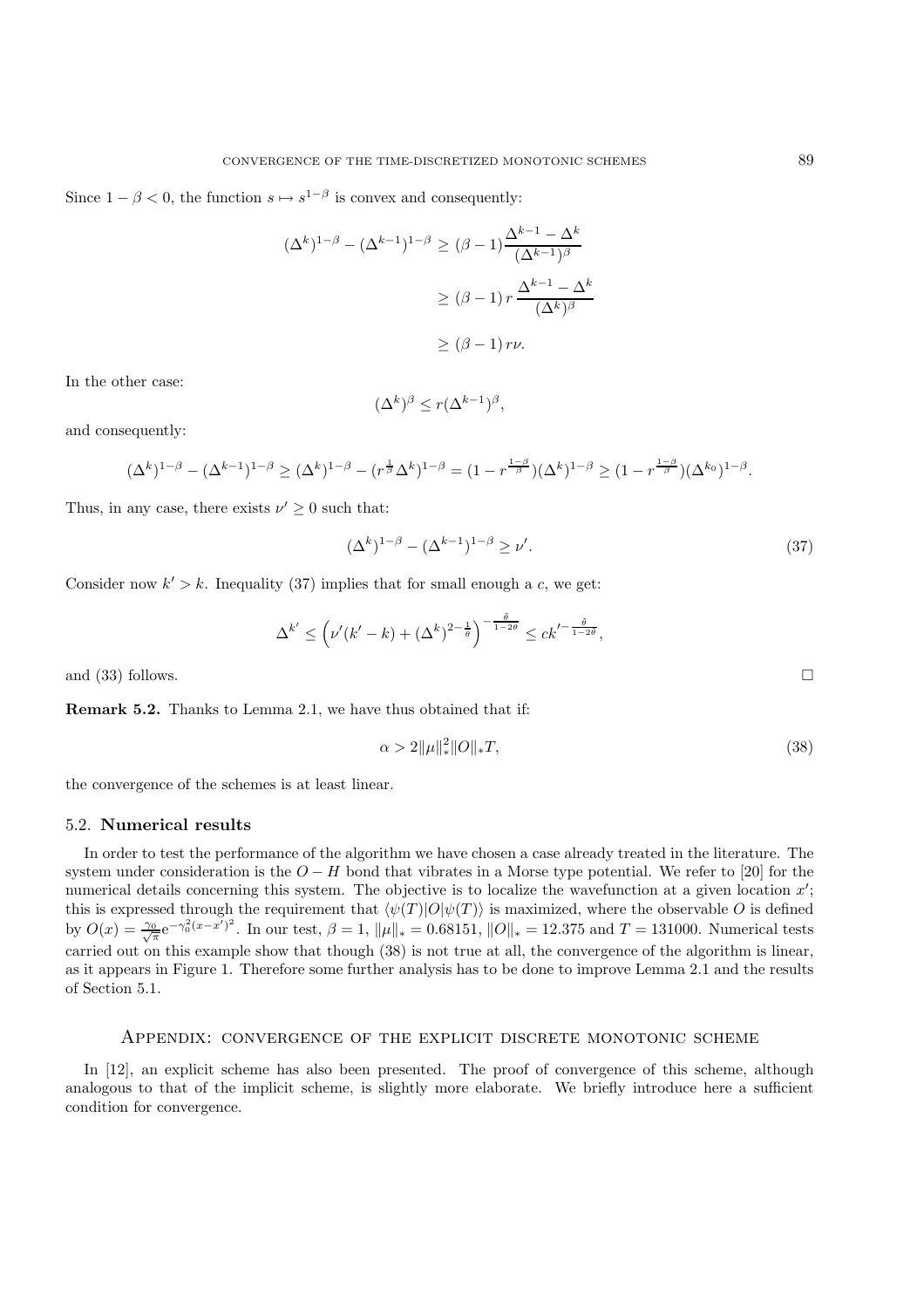Since $1-\beta < 0$, the function $s \mapsto s^{1-\beta}$ is convex and consequently:

$$
\begin{aligned}
(\Delta^k)^{1-\beta} - (\Delta^{k-1})^{1-\beta} &\geq (\beta - 1)\frac{\Delta^{k-1} - \Delta^k}{(\Delta^{k-1})^\beta} \\
&\geq (\beta - 1)\, r\, \frac{\Delta^{k-1} - \Delta^k}{(\Delta^k)^\beta} \\
&\geq (\beta - 1)\, r\nu.
\end{aligned}
$$

In the other case:

$$
(\Delta^k)^\beta \leq r(\Delta^{k-1})^\beta,
$$

and consequently:

$$
(\Delta^k)^{1-\beta} - (\Delta^{k-1})^{1-\beta} \geq (\Delta^k)^{1-\beta} - (r^{\frac{1}{\beta}}\Delta^k)^{1-\beta} = (1 - r^{\frac{1-\beta}{\beta}})(\Delta^k)^{1-\beta} \geq (1 - r^{\frac{1-\beta}{\beta}})(\Delta^{k_0})^{1-\beta}.
$$

Thus, in any case, there exists $\nu' \geq 0$ such that:

$$
(\Delta^k)^{1-\beta} - (\Delta^{k-1})^{1-\beta} \geq \nu'. \tag{37}
$$

Consider now $k' > k$. Inequality (37) implies that for small enough a $c$, we get:

$$
\Delta^{k'} \leq \left(\nu'(k'-k) + (\Delta^k)^{2-\frac{1}{\theta}}\right)^{-\frac{\bar{\theta}}{1-2\theta}} \leq c{k'}^{-\frac{\bar{\theta}}{1-2\theta}},
$$

and (33) follows. □

**Remark 5.2.** Thanks to Lemma 2.1, we have thus obtained that if:

$$
\alpha > 2\|\mu\|_*^2 \|O\|_* T, \tag{38}
$$

the convergence of the schemes is at least linear.

### 5.2. Numerical results

In order to test the performance of the algorithm we have chosen a case already treated in the literature. The system under consideration is the $O-H$ bond that vibrates in a Morse type potential. We refer to [20] for the numerical details concerning this system. The objective is to localize the wavefunction at a given location $x'$; this is expressed through the requirement that $\langle \psi(T)|O|\psi(T)\rangle$ is maximized, where the observable $O$ is defined by $O(x) = \frac{\gamma_0}{\sqrt{\pi}} \mathrm{e}^{-\gamma_0^2(x-x')^2}$. In our test, $\beta = 1$, $\|\mu\|_* = 0.68151$, $\|O\|_* = 12.375$ and $T = 131000$. Numerical tests carried out on this example show that though (38) is not true at all, the convergence of the algorithm is linear, as it appears in Figure 1. Therefore some further analysis has to be done to improve Lemma 2.1 and the results of Section 5.1.

## Appendix: convergence of the explicit discrete monotonic scheme

In [12], an explicit scheme has also been presented. The proof of convergence of this scheme, although analogous to that of the implicit scheme, is slightly more elaborate. We briefly introduce here a sufficient condition for convergence.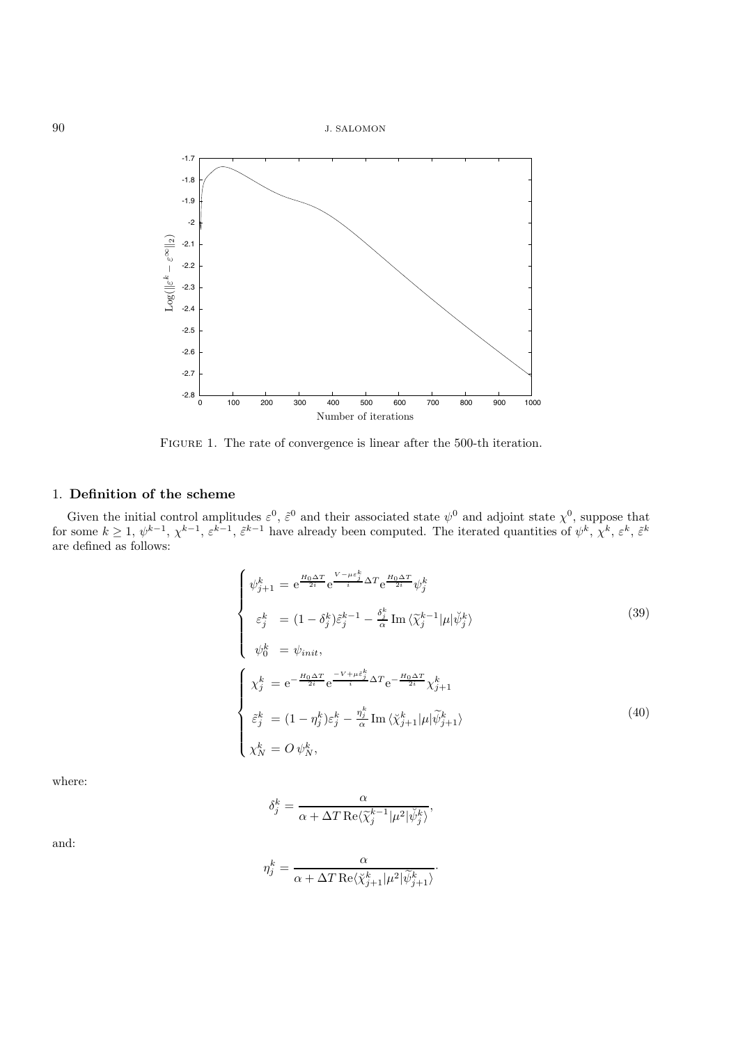FIGURE 1. The rate of convergence is linear after the 500-th iteration.

## 1. Definition of the scheme

Given the initial control amplitudes $\varepsilon^0$, $\tilde{\varepsilon}^0$ and their associated state $\psi^0$ and adjoint state $\chi^0$, suppose that for some $k \geq 1$, $\psi^{k-1}$, $\chi^{k-1}$, $\varepsilon^{k-1}$, $\tilde{\varepsilon}^{k-1}$ have already been computed. The iterated quantities of $\psi^k$, $\chi^k$, $\varepsilon^k$, $\tilde{\varepsilon}^k$ are defined as follows:

$$
\begin{cases}
\psi_{j+1}^k = \mathrm{e}^{\frac{H_0 \Delta T}{2i}} \mathrm{e}^{\frac{V - \mu \varepsilon_j^k}{i} \Delta T} \mathrm{e}^{\frac{H_0 \Delta T}{2i}} \psi_j^k \\
\varepsilon_j^k = (1 - \delta_j^k) \tilde{\varepsilon}_j^{k-1} - \frac{\delta_j^k}{\alpha} \operatorname{Im} \langle \widetilde{\chi}_j^{k-1} | \mu | \breve{\psi}_j^k \rangle \\
\psi_0^k = \psi_{init},
\end{cases}
\tag{39}
$$

$$
\begin{cases}
\chi_j^k = \mathrm{e}^{-\frac{H_0 \Delta T}{2i}} \mathrm{e}^{\frac{-V + \mu \tilde{\varepsilon}_j^k}{i} \Delta T} \mathrm{e}^{-\frac{H_0 \Delta T}{2i}} \chi_{j+1}^k \\
\tilde{\varepsilon}_j^k = (1 - \eta_j^k) \varepsilon_j^k - \frac{\eta_j^k}{\alpha} \operatorname{Im} \langle \breve{\chi}_{j+1}^k | \mu | \widetilde{\psi}_{j+1}^k \rangle \\
\chi_N^k = O \, \psi_N^k,
\end{cases}
\tag{40}
$$

where:

$$
\delta_j^k = \frac{\alpha}{\alpha + \Delta T \operatorname{Re} \langle \widetilde{\chi}_j^{k-1} | \mu^2 | \breve{\psi}_j^k \rangle},
$$

and:

$$
\eta_j^k = \frac{\alpha}{\alpha + \Delta T \operatorname{Re} \langle \breve{\chi}_{j+1}^k | \mu^2 | \widetilde{\psi}_{j+1}^k \rangle}.
$$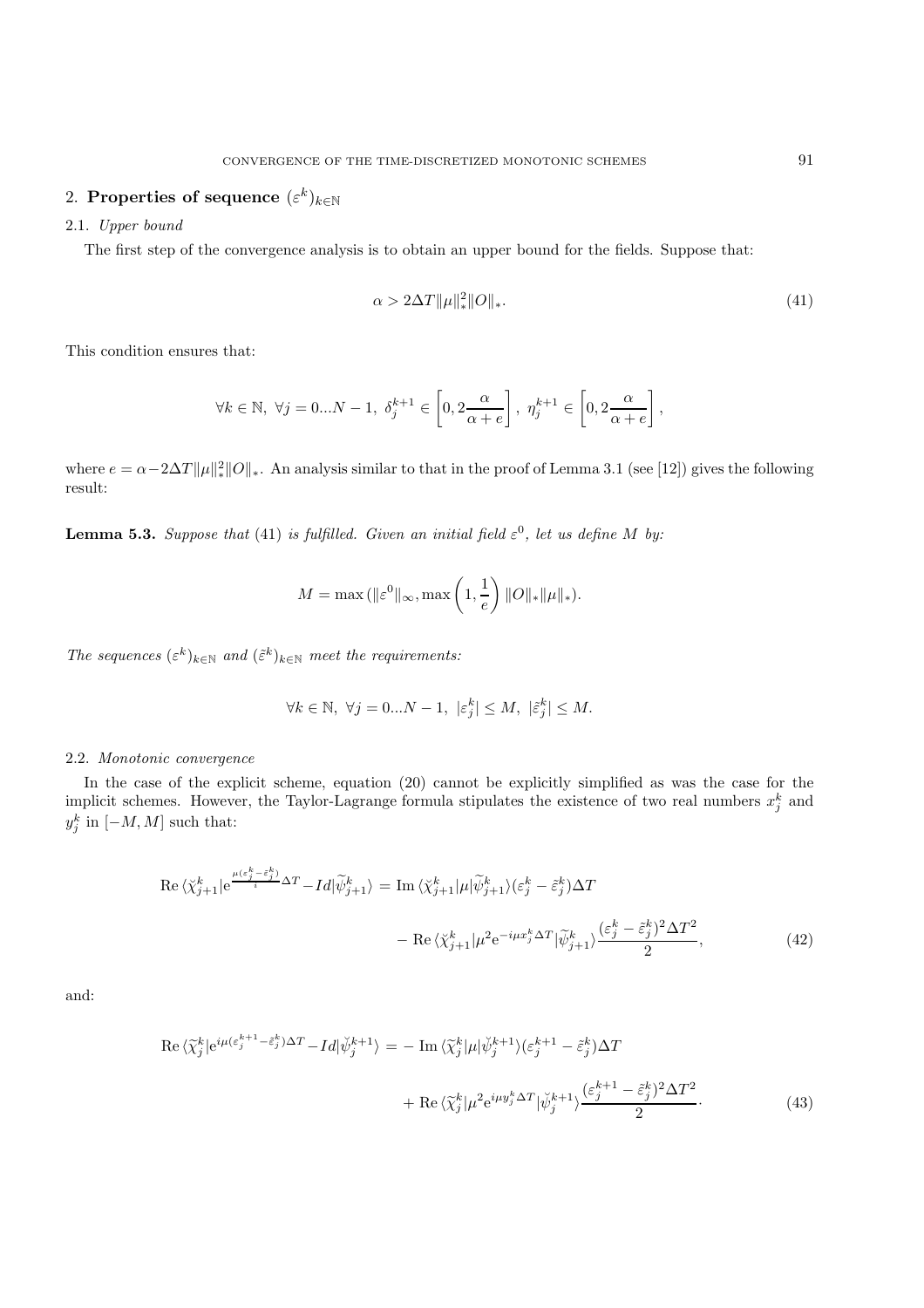## 2. Properties of sequence $(\varepsilon^k)_{k\in\mathbb{N}}$

### 2.1. *Upper bound*

The first step of the convergence analysis is to obtain an upper bound for the fields. Suppose that:

$$\alpha > 2\Delta T\|\mu\|_*^2\|O\|_*. \tag{41}$$

This condition ensures that:

$$\forall k \in \mathbb{N},\ \forall j = 0...N-1,\ \delta_j^{k+1} \in \left[0, 2\frac{\alpha}{\alpha+e}\right],\ \eta_j^{k+1} \in \left[0, 2\frac{\alpha}{\alpha+e}\right],$$

where $e = \alpha - 2\Delta T\|\mu\|_*^2\|O\|_*$. An analysis similar to that in the proof of Lemma 3.1 (see [12]) gives the following result:

**Lemma 5.3.** *Suppose that* (41) *is fulfilled. Given an initial field* $\varepsilon^0$*, let us define* $M$ *by:*

$$M = \max\left(\|\varepsilon^0\|_\infty, \max\left(1, \frac{1}{e}\right)\|O\|_*\|\mu\|_*\right).$$

*The sequences* $(\varepsilon^k)_{k\in\mathbb{N}}$ *and* $(\tilde{\varepsilon}^k)_{k\in\mathbb{N}}$ *meet the requirements:*

$$\forall k \in \mathbb{N},\ \forall j = 0...N-1,\ |\varepsilon_j^k| \le M,\ |\tilde{\varepsilon}_j^k| \le M.$$

### 2.2. *Monotonic convergence*

In the case of the explicit scheme, equation (20) cannot be explicitly simplified as was the case for the implicit schemes. However, the Taylor-Lagrange formula stipulates the existence of two real numbers $x_j^k$ and $y_j^k$ in $[-M, M]$ such that:

$$\begin{aligned}\mathrm{Re}\,\langle\breve{\chi}_{j+1}^k|\mathrm{e}^{\frac{\mu(\varepsilon_j^k - \tilde{\varepsilon}_j^k)}{i}\Delta T} - Id|\widetilde{\psi}_{j+1}^k\rangle &= \mathrm{Im}\,\langle\breve{\chi}_{j+1}^k|\mu|\widetilde{\psi}_{j+1}^k\rangle(\varepsilon_j^k - \tilde{\varepsilon}_j^k)\Delta T \\ &\quad - \mathrm{Re}\,\langle\breve{\chi}_{j+1}^k|\mu^2\mathrm{e}^{-i\mu x_j^k\Delta T}|\widetilde{\psi}_{j+1}^k\rangle\frac{(\varepsilon_j^k - \tilde{\varepsilon}_j^k)^2\Delta T^2}{2},\end{aligned} \tag{42}$$

and:

$$\begin{aligned}\mathrm{Re}\,\langle\widetilde{\chi}_j^k|\mathrm{e}^{i\mu(\varepsilon_j^{k+1} - \tilde{\varepsilon}_j^k)\Delta T} - Id|\breve{\psi}_j^{k+1}\rangle &= -\,\mathrm{Im}\,\langle\widetilde{\chi}_j^k|\mu|\breve{\psi}_j^{k+1}\rangle(\varepsilon_j^{k+1} - \tilde{\varepsilon}_j^k)\Delta T \\ &\quad + \mathrm{Re}\,\langle\widetilde{\chi}_j^k|\mu^2\mathrm{e}^{i\mu y_j^k\Delta T}|\breve{\psi}_j^{k+1}\rangle\frac{(\varepsilon_j^{k+1} - \tilde{\varepsilon}_j^k)^2\Delta T^2}{2}\cdot\end{aligned} \tag{43}$$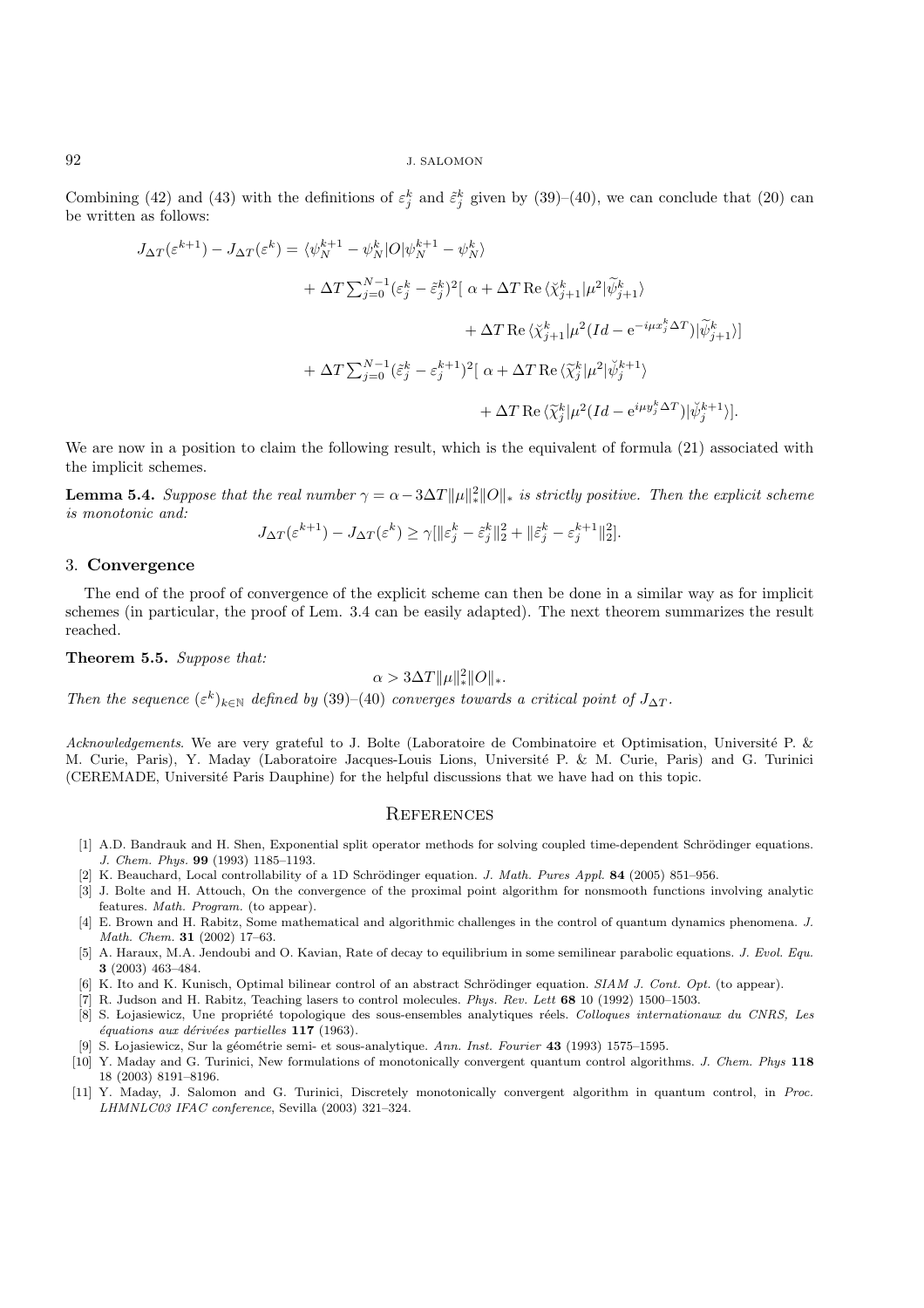Combining (42) and (43) with the definitions of $\varepsilon_j^k$ and $\tilde{\varepsilon}_j^k$ given by (39)–(40), we can conclude that (20) can be written as follows:

$$
\begin{aligned}
J_{\Delta T}(\varepsilon^{k+1}) - J_{\Delta T}(\varepsilon^k) = {} & \langle \psi_N^{k+1} - \psi_N^k | O | \psi_N^{k+1} - \psi_N^k \rangle \\
& + \Delta T \textstyle\sum_{j=0}^{N-1} (\varepsilon_j^k - \tilde{\varepsilon}_j^k)^2 [\ \alpha + \Delta T \operatorname{Re} \langle \breve{\chi}_{j+1}^k | \mu^2 | \widetilde{\psi}_{j+1}^k \rangle \\
& \qquad + \Delta T \operatorname{Re} \langle \breve{\chi}_{j+1}^k | \mu^2 (Id - \mathrm{e}^{-i\mu x_j^k \Delta T}) | \widetilde{\psi}_{j+1}^k \rangle ] \\
& + \Delta T \textstyle\sum_{j=0}^{N-1} (\tilde{\varepsilon}_j^k - \varepsilon_j^{k+1})^2 [\ \alpha + \Delta T \operatorname{Re} \langle \widetilde{\chi}_j^k | \mu^2 | \breve{\psi}_j^{k+1} \rangle \\
& \qquad + \Delta T \operatorname{Re} \langle \widetilde{\chi}_j^k | \mu^2 (Id - \mathrm{e}^{i\mu y_j^k \Delta T}) | \breve{\psi}_j^{k+1} \rangle ].
\end{aligned}
$$

We are now in a position to claim the following result, which is the equivalent of formula (21) associated with the implicit schemes.

**Lemma 5.4.** *Suppose that the real number $\gamma = \alpha - 3\Delta T \|\mu\|_*^2 \|O\|_*$ is strictly positive. Then the explicit scheme is monotonic and:*

$$
J_{\Delta T}(\varepsilon^{k+1}) - J_{\Delta T}(\varepsilon^k) \geq \gamma [\|\varepsilon_j^k - \tilde{\varepsilon}_j^k\|_2^2 + \|\tilde{\varepsilon}_j^k - \varepsilon_j^{k+1}\|_2^2].
$$

## 3. Convergence

The end of the proof of convergence of the explicit scheme can then be done in a similar way as for implicit schemes (in particular, the proof of Lem. 3.4 can be easily adapted). The next theorem summarizes the result reached.

**Theorem 5.5.** *Suppose that:*

$$
\alpha > 3\Delta T \|\mu\|_*^2 \|O\|_*.
$$

*Then the sequence $(\varepsilon^k)_{k \in \mathbb{N}}$ defined by (39)–(40) converges towards a critical point of $J_{\Delta T}$.*

*Acknowledgements*. We are very grateful to J. Bolte (Laboratoire de Combinatoire et Optimisation, Université P. & M. Curie, Paris), Y. Maday (Laboratoire Jacques-Louis Lions, Université P. & M. Curie, Paris) and G. Turinici (CEREMADE, Université Paris Dauphine) for the helpful discussions that we have had on this topic.

## References

[1] A.D. Bandrauk and H. Shen, Exponential split operator methods for solving coupled time-dependent Schrödinger equations. *J. Chem. Phys.* **99** (1993) 1185–1193.

[2] K. Beauchard, Local controllability of a 1D Schrödinger equation. *J. Math. Pures Appl.* **84** (2005) 851–956.

[3] J. Bolte and H. Attouch, On the convergence of the proximal point algorithm for nonsmooth functions involving analytic features. *Math. Program.* (to appear).

[4] E. Brown and H. Rabitz, Some mathematical and algorithmic challenges in the control of quantum dynamics phenomena. *J. Math. Chem.* **31** (2002) 17–63.

[5] A. Haraux, M.A. Jendoubi and O. Kavian, Rate of decay to equilibrium in some semilinear parabolic equations. *J. Evol. Equ.* **3** (2003) 463–484.

[6] K. Ito and K. Kunisch, Optimal bilinear control of an abstract Schrödinger equation. *SIAM J. Cont. Opt.* (to appear).

[7] R. Judson and H. Rabitz, Teaching lasers to control molecules. *Phys. Rev. Lett* **68** 10 (1992) 1500–1503.

[8] S. Łojasiewicz, Une propriété topologique des sous-ensembles analytiques réels. *Colloques internationaux du CNRS, Les équations aux dérivées partielles* **117** (1963).

[9] S. Łojasiewicz, Sur la géométrie semi- et sous-analytique. *Ann. Inst. Fourier* **43** (1993) 1575–1595.

[10] Y. Maday and G. Turinici, New formulations of monotonically convergent quantum control algorithms. *J. Chem. Phys* **118** 18 (2003) 8191–8196.

[11] Y. Maday, J. Salomon and G. Turinici, Discretely monotonically convergent algorithm in quantum control, in *Proc. LHMNLC03 IFAC conference*, Sevilla (2003) 321–324.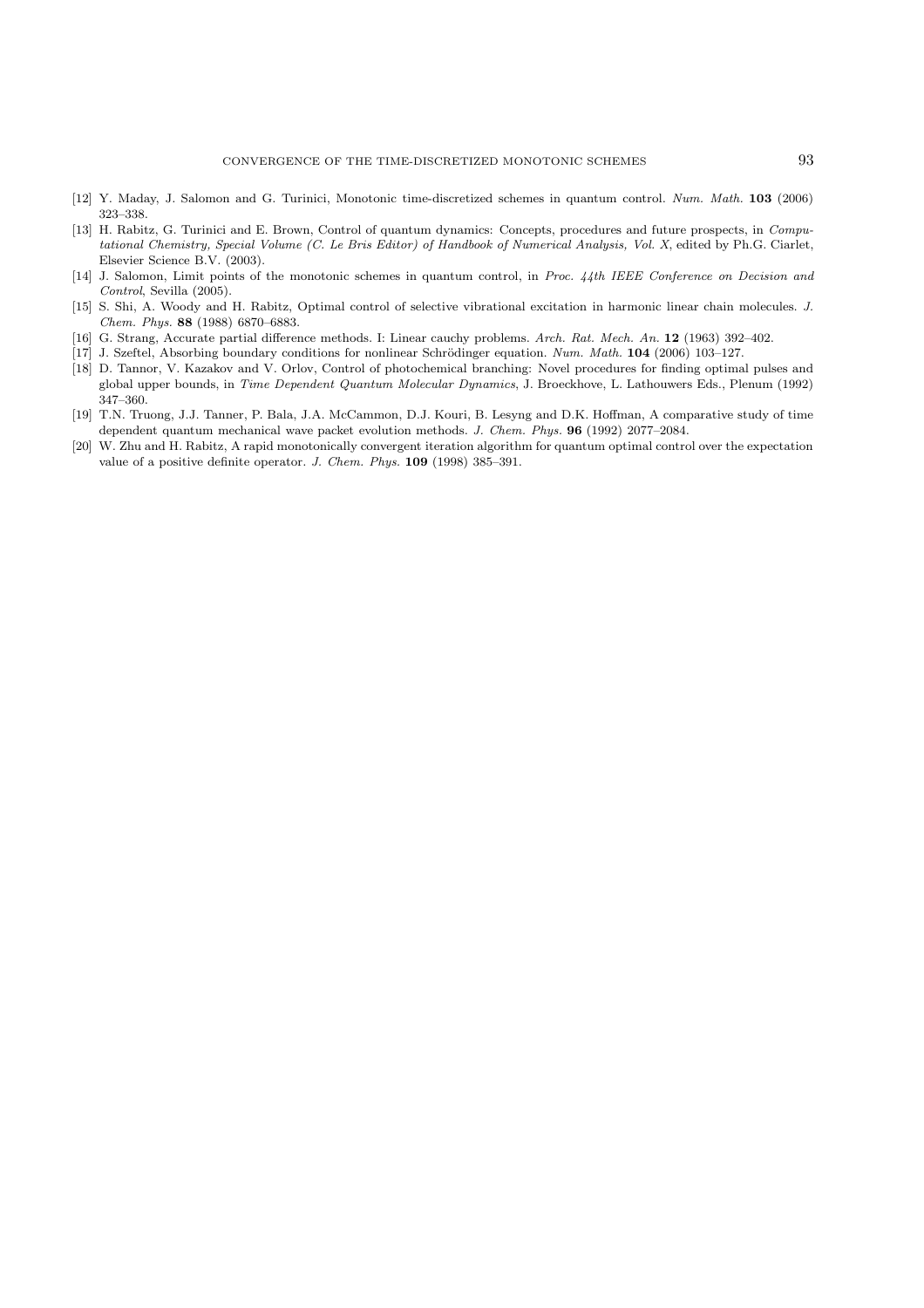[12] Y. Maday, J. Salomon and G. Turinici, Monotonic time-discretized schemes in quantum control. *Num. Math.* **103** (2006) 323–338.

[13] H. Rabitz, G. Turinici and E. Brown, Control of quantum dynamics: Concepts, procedures and future prospects, in *Computational Chemistry, Special Volume (C. Le Bris Editor) of Handbook of Numerical Analysis, Vol. X*, edited by Ph.G. Ciarlet, Elsevier Science B.V. (2003).

[14] J. Salomon, Limit points of the monotonic schemes in quantum control, in *Proc. 44th IEEE Conference on Decision and Control*, Sevilla (2005).

[15] S. Shi, A. Woody and H. Rabitz, Optimal control of selective vibrational excitation in harmonic linear chain molecules. *J. Chem. Phys.* **88** (1988) 6870–6883.

[16] G. Strang, Accurate partial difference methods. I: Linear cauchy problems. *Arch. Rat. Mech. An.* **12** (1963) 392–402.

[17] J. Szeftel, Absorbing boundary conditions for nonlinear Schrödinger equation. *Num. Math.* **104** (2006) 103–127.

[18] D. Tannor, V. Kazakov and V. Orlov, Control of photochemical branching: Novel procedures for finding optimal pulses and global upper bounds, in *Time Dependent Quantum Molecular Dynamics*, J. Broeckhove, L. Lathouwers Eds., Plenum (1992) 347–360.

[19] T.N. Truong, J.J. Tanner, P. Bala, J.A. McCammon, D.J. Kouri, B. Lesyng and D.K. Hoffman, A comparative study of time dependent quantum mechanical wave packet evolution methods. *J. Chem. Phys.* **96** (1992) 2077–2084.

[20] W. Zhu and H. Rabitz, A rapid monotonically convergent iteration algorithm for quantum optimal control over the expectation value of a positive definite operator. *J. Chem. Phys.* **109** (1998) 385–391.